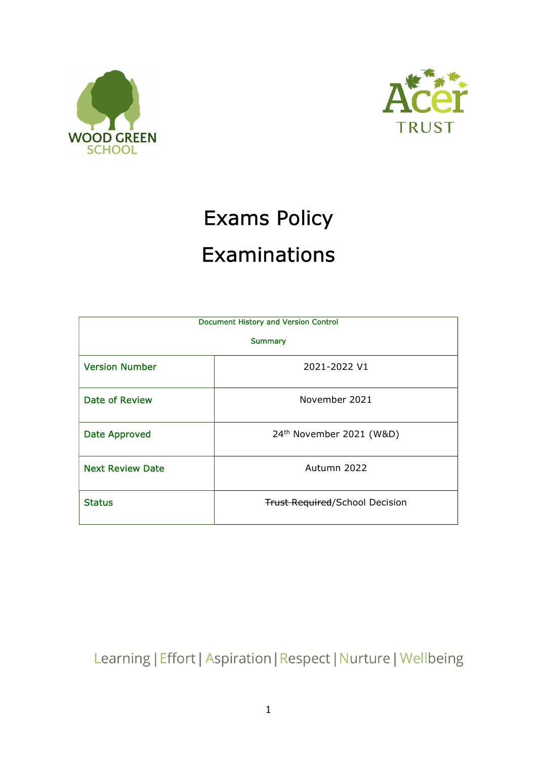WOOD GREEN SCHOOL

Acer TRUST

# Exams Policy

# Examinations

| Document History and Version Control<br><br>Summary | |
|---|---|
| Version Number | 2021-2022 V1 |
| Date of Review | November 2021 |
| Date Approved | 24th November 2021 (W&D) |
| Next Review Date | Autumn 2022 |
| Status | ~~Trust Required~~/School Decision |

Learning | Effort | Aspiration | Respect | Nurture | Wellbeing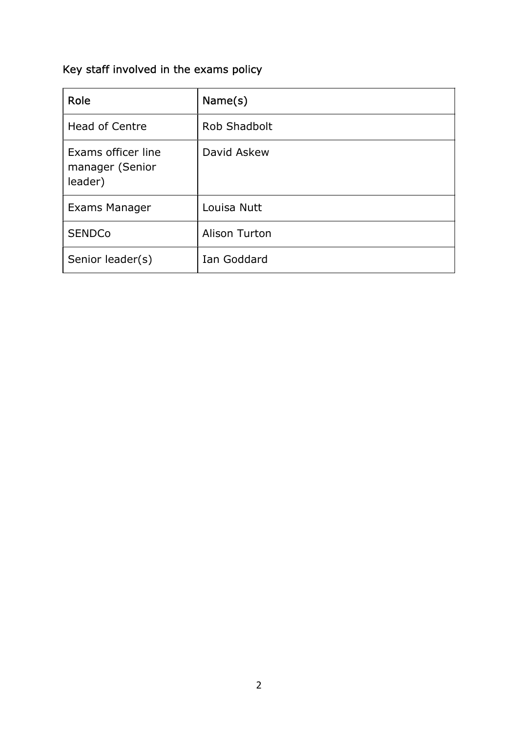## Key staff involved in the exams policy

| Role | Name(s) |
|---|---|
| Head of Centre | Rob Shadbolt |
| Exams officer line manager (Senior leader) | David Askew |
| Exams Manager | Louisa Nutt |
| SENDCo | Alison Turton |
| Senior leader(s) | Ian Goddard |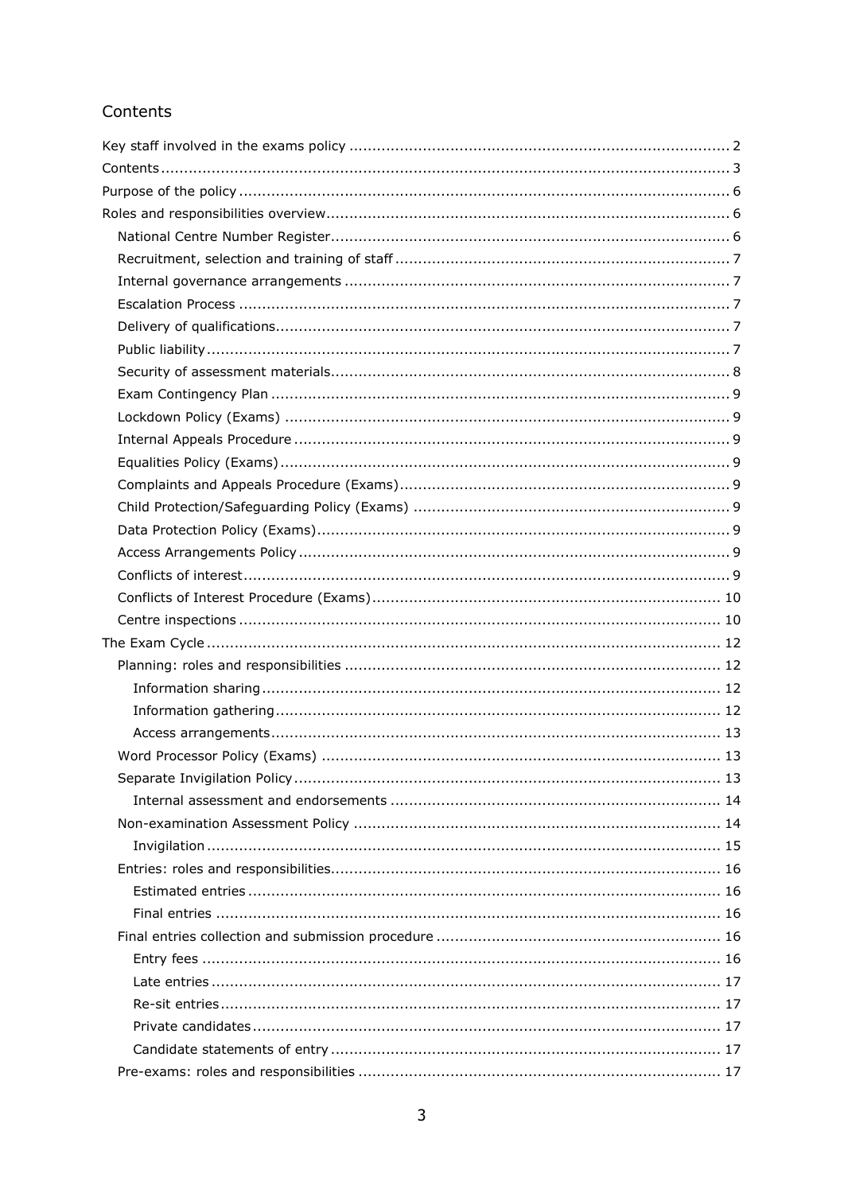## Contents

Key staff involved in the exams policy .......... 2
Contents .......... 3
Purpose of the policy .......... 6
Roles and responsibilities overview .......... 6
- National Centre Number Register .......... 6
- Recruitment, selection and training of staff .......... 7
- Internal governance arrangements .......... 7
- Escalation Process .......... 7
- Delivery of qualifications .......... 7
- Public liability .......... 7
- Security of assessment materials .......... 8
- Exam Contingency Plan .......... 9
- Lockdown Policy (Exams) .......... 9
- Internal Appeals Procedure .......... 9
- Equalities Policy (Exams) .......... 9
- Complaints and Appeals Procedure (Exams) .......... 9
- Child Protection/Safeguarding Policy (Exams) .......... 9
- Data Protection Policy (Exams) .......... 9
- Access Arrangements Policy .......... 9
- Conflicts of interest .......... 9
- Conflicts of Interest Procedure (Exams) .......... 10
- Centre inspections .......... 10

The Exam Cycle .......... 12
- Planning: roles and responsibilities .......... 12
  - Information sharing .......... 12
  - Information gathering .......... 12
  - Access arrangements .......... 13
- Word Processor Policy (Exams) .......... 13
- Separate Invigilation Policy .......... 13
  - Internal assessment and endorsements .......... 14
- Non-examination Assessment Policy .......... 14
  - Invigilation .......... 15
- Entries: roles and responsibilities .......... 16
  - Estimated entries .......... 16
  - Final entries .......... 16
- Final entries collection and submission procedure .......... 16
  - Entry fees .......... 16
  - Late entries .......... 17
  - Re-sit entries .......... 17
  - Private candidates .......... 17
  - Candidate statements of entry .......... 17
- Pre-exams: roles and responsibilities .......... 17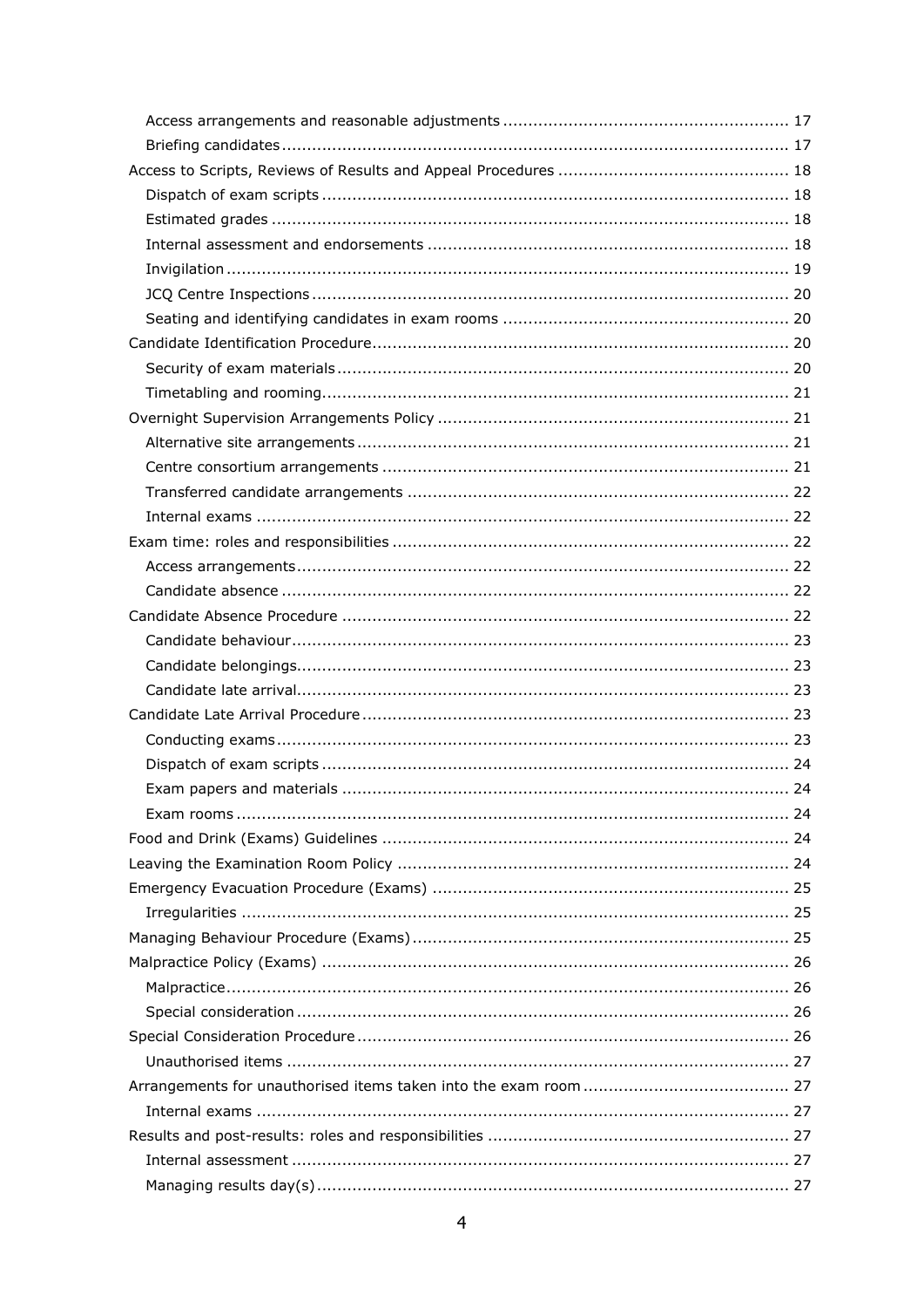- Access arrangements and reasonable adjustments ........................................................ 17
- Briefing candidates .................................................................................................... 17

Access to Scripts, Reviews of Results and Appeal Procedures ............................................ 18

- Dispatch of exam scripts ............................................................................................ 18
- Estimated grades ....................................................................................................... 18
- Internal assessment and endorsements ....................................................................... 18
- Invigilation ................................................................................................................ 19
- JCQ Centre Inspections .............................................................................................. 20
- Seating and identifying candidates in exam rooms ........................................................ 20

Candidate Identification Procedure .................................................................................. 20

- Security of exam materials .......................................................................................... 20
- Timetabling and rooming ............................................................................................ 21

Overnight Supervision Arrangements Policy ..................................................................... 21

- Alternative site arrangements ..................................................................................... 21
- Centre consortium arrangements ................................................................................ 21
- Transferred candidate arrangements ........................................................................... 22
- Internal exams .......................................................................................................... 22

Exam time: roles and responsibilities ............................................................................... 22

- Access arrangements .................................................................................................. 22
- Candidate absence ..................................................................................................... 22

Candidate Absence Procedure ......................................................................................... 22

- Candidate behaviour ................................................................................................... 23
- Candidate belongings .................................................................................................. 23
- Candidate late arrival .................................................................................................. 23

Candidate Late Arrival Procedure ..................................................................................... 23

- Conducting exams ...................................................................................................... 23
- Dispatch of exam scripts ............................................................................................ 24
- Exam papers and materials ......................................................................................... 24
- Exam rooms .............................................................................................................. 24

Food and Drink (Exams) Guidelines ................................................................................. 24

Leaving the Examination Room Policy .............................................................................. 24

Emergency Evacuation Procedure (Exams) ....................................................................... 25

- Irregularities ............................................................................................................. 25

Managing Behaviour Procedure (Exams) ........................................................................... 25

Malpractice Policy (Exams) ............................................................................................. 26

- Malpractice ................................................................................................................ 26
- Special consideration .................................................................................................. 26

Special Consideration Procedure ...................................................................................... 26

- Unauthorised items .................................................................................................... 27

Arrangements for unauthorised items taken into the exam room ......................................... 27

- Internal exams .......................................................................................................... 27

Results and post-results: roles and responsibilities ............................................................ 27

- Internal assessment ................................................................................................... 27
- Managing results day(s) ............................................................................................. 27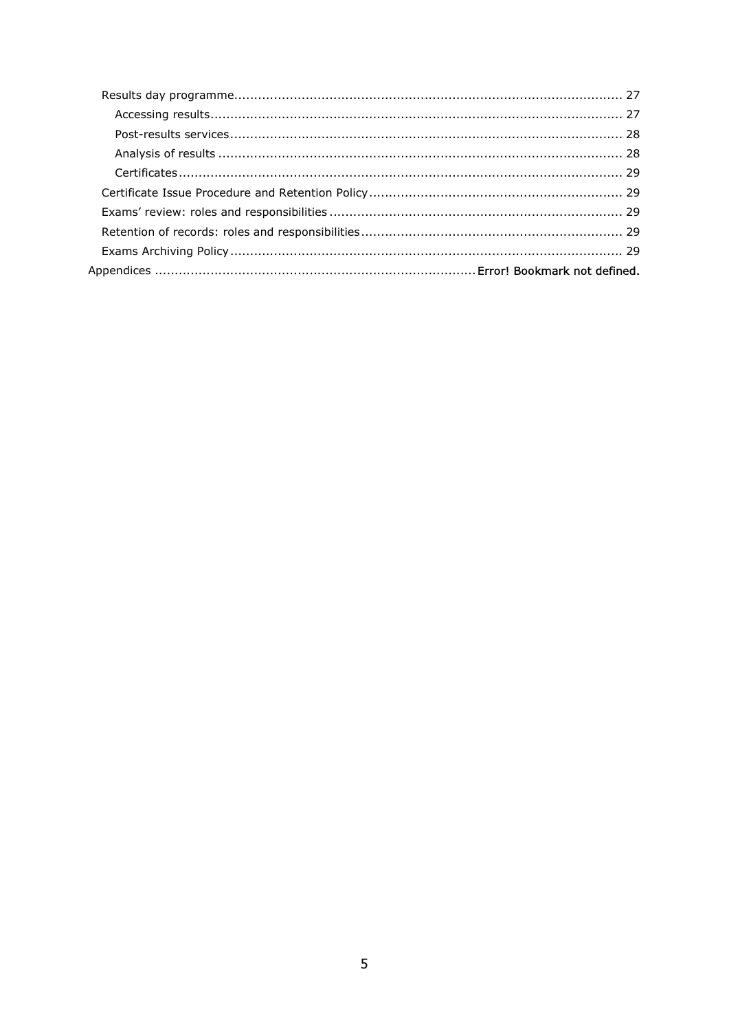Results day programme ........................................................................................................ 27

Accessing results ............................................................................................................ 27

Post-results services ........................................................................................................ 28

Analysis of results ........................................................................................................... 28

Certificates ..................................................................................................................... 29

Certificate Issue Procedure and Retention Policy ................................................................ 29

Exams' review: roles and responsibilities ........................................................................... 29

Retention of records: roles and responsibilities .................................................................. 29

Exams Archiving Policy ...................................................................................................... 29

Appendices ................................................................................ Error! Bookmark not defined.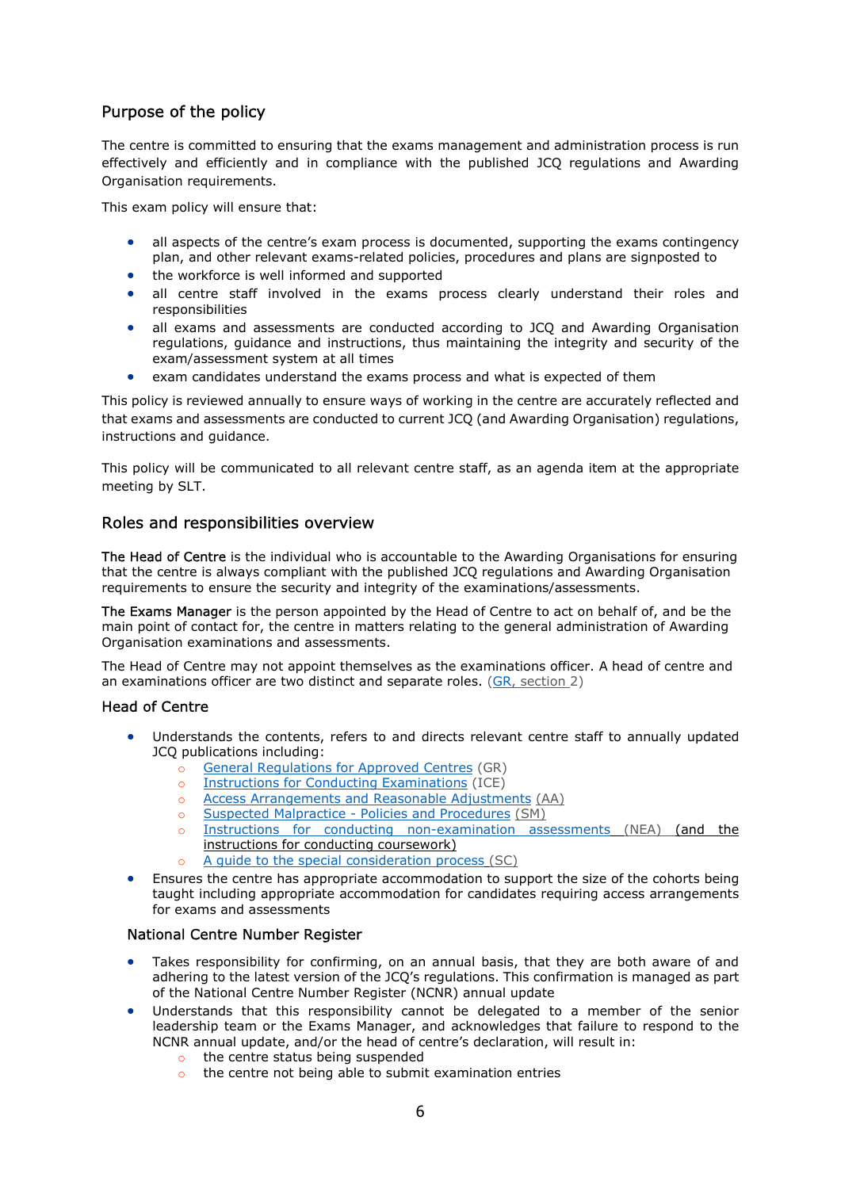## Purpose of the policy

The centre is committed to ensuring that the exams management and administration process is run effectively and efficiently and in compliance with the published JCQ regulations and Awarding Organisation requirements.

This exam policy will ensure that:

- all aspects of the centre's exam process is documented, supporting the exams contingency plan, and other relevant exams-related policies, procedures and plans are signposted to
- the workforce is well informed and supported
- all centre staff involved in the exams process clearly understand their roles and responsibilities
- all exams and assessments are conducted according to JCQ and Awarding Organisation regulations, guidance and instructions, thus maintaining the integrity and security of the exam/assessment system at all times
- exam candidates understand the exams process and what is expected of them

This policy is reviewed annually to ensure ways of working in the centre are accurately reflected and that exams and assessments are conducted to current JCQ (and Awarding Organisation) regulations, instructions and guidance.

This policy will be communicated to all relevant centre staff, as an agenda item at the appropriate meeting by SLT.

## Roles and responsibilities overview

The Head of Centre is the individual who is accountable to the Awarding Organisations for ensuring that the centre is always compliant with the published JCQ regulations and Awarding Organisation requirements to ensure the security and integrity of the examinations/assessments.

The Exams Manager is the person appointed by the Head of Centre to act on behalf of, and be the main point of contact for, the centre in matters relating to the general administration of Awarding Organisation examinations and assessments.

The Head of Centre may not appoint themselves as the examinations officer. A head of centre and an examinations officer are two distinct and separate roles. (GR, section 2)

### Head of Centre

- Understands the contents, refers to and directs relevant centre staff to annually updated JCQ publications including:
  - General Regulations for Approved Centres (GR)
  - Instructions for Conducting Examinations (ICE)
  - Access Arrangements and Reasonable Adjustments (AA)
  - Suspected Malpractice - Policies and Procedures (SM)
  - Instructions for conducting non-examination assessments (NEA) (and the instructions for conducting coursework)
  - A guide to the special consideration process (SC)
- Ensures the centre has appropriate accommodation to support the size of the cohorts being taught including appropriate accommodation for candidates requiring access arrangements for exams and assessments

#### National Centre Number Register

- Takes responsibility for confirming, on an annual basis, that they are both aware of and adhering to the latest version of the JCQ's regulations. This confirmation is managed as part of the National Centre Number Register (NCNR) annual update
- Understands that this responsibility cannot be delegated to a member of the senior leadership team or the Exams Manager, and acknowledges that failure to respond to the NCNR annual update, and/or the head of centre's declaration, will result in:
  - the centre status being suspended
  - the centre not being able to submit examination entries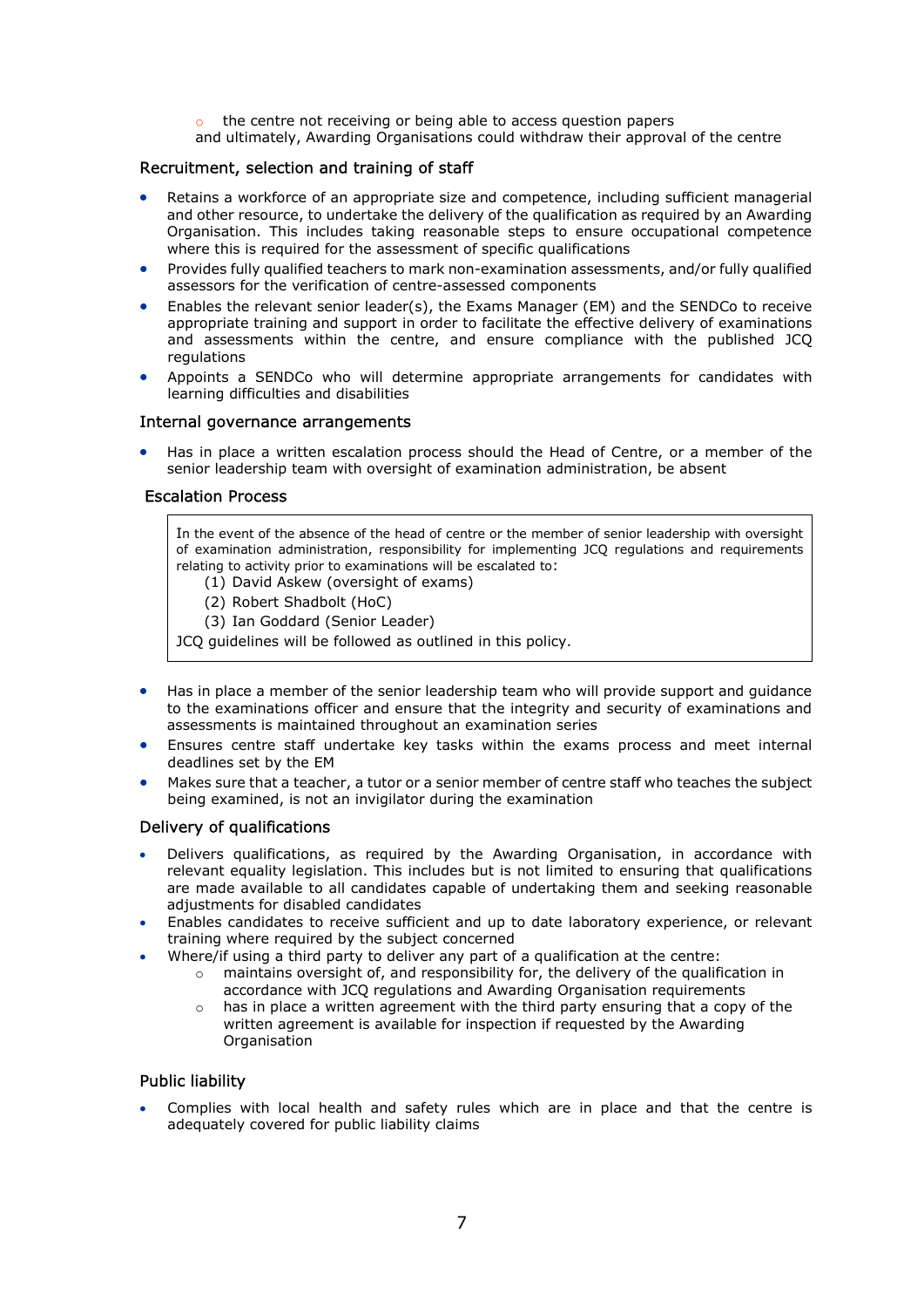- the centre not receiving or being able to access question papers

and ultimately, Awarding Organisations could withdraw their approval of the centre

### Recruitment, selection and training of staff

- Retains a workforce of an appropriate size and competence, including sufficient managerial and other resource, to undertake the delivery of the qualification as required by an Awarding Organisation. This includes taking reasonable steps to ensure occupational competence where this is required for the assessment of specific qualifications
- Provides fully qualified teachers to mark non-examination assessments, and/or fully qualified assessors for the verification of centre-assessed components
- Enables the relevant senior leader(s), the Exams Manager (EM) and the SENDCo to receive appropriate training and support in order to facilitate the effective delivery of examinations and assessments within the centre, and ensure compliance with the published JCQ regulations
- Appoints a SENDCo who will determine appropriate arrangements for candidates with learning difficulties and disabilities

### Internal governance arrangements

- Has in place a written escalation process should the Head of Centre, or a member of the senior leadership team with oversight of examination administration, be absent

### Escalation Process

In the event of the absence of the head of centre or the member of senior leadership with oversight of examination administration, responsibility for implementing JCQ regulations and requirements relating to activity prior to examinations will be escalated to:

(1) David Askew (oversight of exams)
(2) Robert Shadbolt (HoC)
(3) Ian Goddard (Senior Leader)

JCQ guidelines will be followed as outlined in this policy.

- Has in place a member of the senior leadership team who will provide support and guidance to the examinations officer and ensure that the integrity and security of examinations and assessments is maintained throughout an examination series
- Ensures centre staff undertake key tasks within the exams process and meet internal deadlines set by the EM
- Makes sure that a teacher, a tutor or a senior member of centre staff who teaches the subject being examined, is not an invigilator during the examination

### Delivery of qualifications

- Delivers qualifications, as required by the Awarding Organisation, in accordance with relevant equality legislation. This includes but is not limited to ensuring that qualifications are made available to all candidates capable of undertaking them and seeking reasonable adjustments for disabled candidates
- Enables candidates to receive sufficient and up to date laboratory experience, or relevant training where required by the subject concerned
- Where/if using a third party to deliver any part of a qualification at the centre:
    - maintains oversight of, and responsibility for, the delivery of the qualification in accordance with JCQ regulations and Awarding Organisation requirements
    - has in place a written agreement with the third party ensuring that a copy of the written agreement is available for inspection if requested by the Awarding Organisation

### Public liability

- Complies with local health and safety rules which are in place and that the centre is adequately covered for public liability claims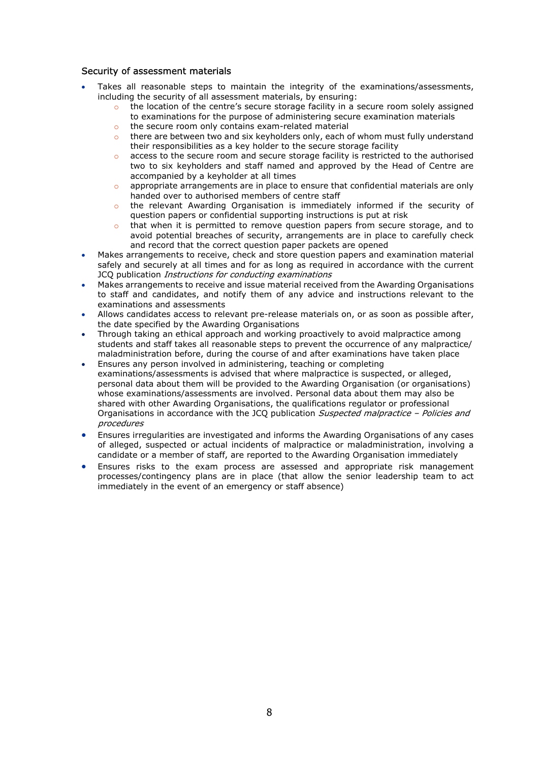### Security of assessment materials

- Takes all reasonable steps to maintain the integrity of the examinations/assessments, including the security of all assessment materials, by ensuring:
    - the location of the centre's secure storage facility in a secure room solely assigned to examinations for the purpose of administering secure examination materials
    - the secure room only contains exam-related material
    - there are between two and six keyholders only, each of whom must fully understand their responsibilities as a key holder to the secure storage facility
    - access to the secure room and secure storage facility is restricted to the authorised two to six keyholders and staff named and approved by the Head of Centre are accompanied by a keyholder at all times
    - appropriate arrangements are in place to ensure that confidential materials are only handed over to authorised members of centre staff
    - the relevant Awarding Organisation is immediately informed if the security of question papers or confidential supporting instructions is put at risk
    - that when it is permitted to remove question papers from secure storage, and to avoid potential breaches of security, arrangements are in place to carefully check and record that the correct question paper packets are opened
- Makes arrangements to receive, check and store question papers and examination material safely and securely at all times and for as long as required in accordance with the current JCQ publication *Instructions for conducting examinations*
- Makes arrangements to receive and issue material received from the Awarding Organisations to staff and candidates, and notify them of any advice and instructions relevant to the examinations and assessments
- Allows candidates access to relevant pre-release materials on, or as soon as possible after, the date specified by the Awarding Organisations
- Through taking an ethical approach and working proactively to avoid malpractice among students and staff takes all reasonable steps to prevent the occurrence of any malpractice/ maladministration before, during the course of and after examinations have taken place
- Ensures any person involved in administering, teaching or completing examinations/assessments is advised that where malpractice is suspected, or alleged, personal data about them will be provided to the Awarding Organisation (or organisations) whose examinations/assessments are involved. Personal data about them may also be shared with other Awarding Organisations, the qualifications regulator or professional Organisations in accordance with the JCQ publication *Suspected malpractice – Policies and procedures*
- Ensures irregularities are investigated and informs the Awarding Organisations of any cases of alleged, suspected or actual incidents of malpractice or maladministration, involving a candidate or a member of staff, are reported to the Awarding Organisation immediately
- Ensures risks to the exam process are assessed and appropriate risk management processes/contingency plans are in place (that allow the senior leadership team to act immediately in the event of an emergency or staff absence)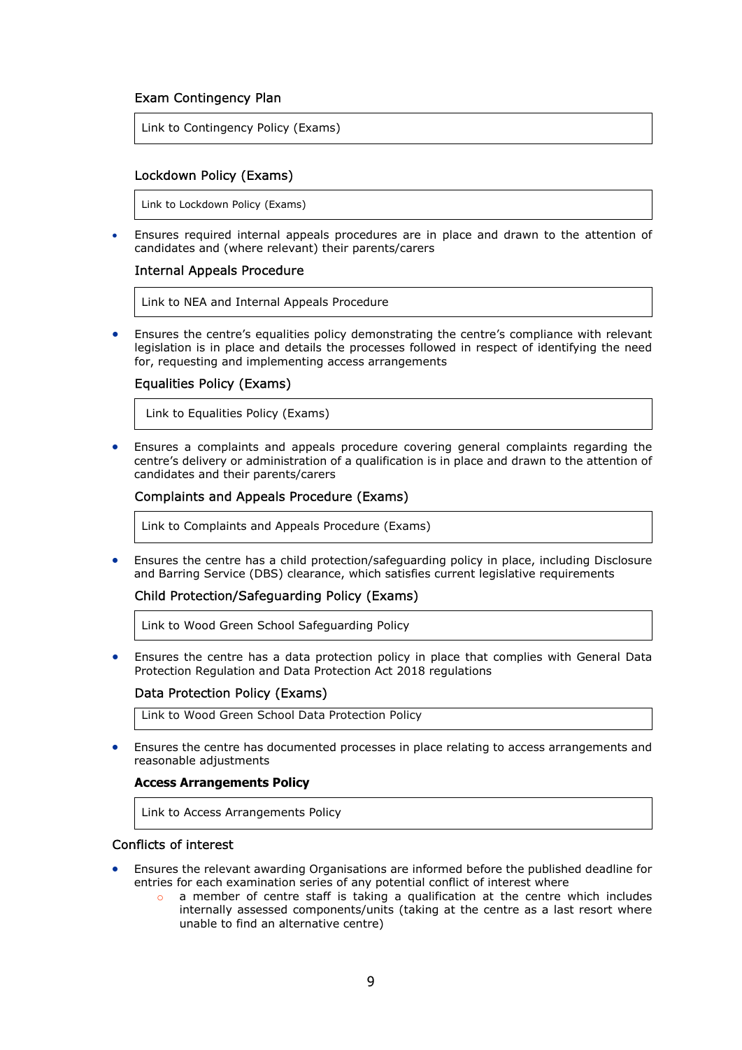Exam Contingency Plan

| Link to Contingency Policy (Exams) |
|---|

Lockdown Policy (Exams)

| Link to Lockdown Policy (Exams) |
|---|

- Ensures required internal appeals procedures are in place and drawn to the attention of candidates and (where relevant) their parents/carers

Internal Appeals Procedure

| Link to NEA and Internal Appeals Procedure |
|---|

- Ensures the centre's equalities policy demonstrating the centre's compliance with relevant legislation is in place and details the processes followed in respect of identifying the need for, requesting and implementing access arrangements

Equalities Policy (Exams)

| Link to Equalities Policy (Exams) |
|---|

- Ensures a complaints and appeals procedure covering general complaints regarding the centre's delivery or administration of a qualification is in place and drawn to the attention of candidates and their parents/carers

Complaints and Appeals Procedure (Exams)

| Link to Complaints and Appeals Procedure (Exams) |
|---|

- Ensures the centre has a child protection/safeguarding policy in place, including Disclosure and Barring Service (DBS) clearance, which satisfies current legislative requirements

Child Protection/Safeguarding Policy (Exams)

| Link to Wood Green School Safeguarding Policy |
|---|

- Ensures the centre has a data protection policy in place that complies with General Data Protection Regulation and Data Protection Act 2018 regulations

Data Protection Policy (Exams)

| Link to Wood Green School Data Protection Policy |
|---|

- Ensures the centre has documented processes in place relating to access arrangements and reasonable adjustments

**Access Arrangements Policy**

| Link to Access Arrangements Policy |
|---|

Conflicts of interest

- Ensures the relevant awarding Organisations are informed before the published deadline for entries for each examination series of any potential conflict of interest where
    - a member of centre staff is taking a qualification at the centre which includes internally assessed components/units (taking at the centre as a last resort where unable to find an alternative centre)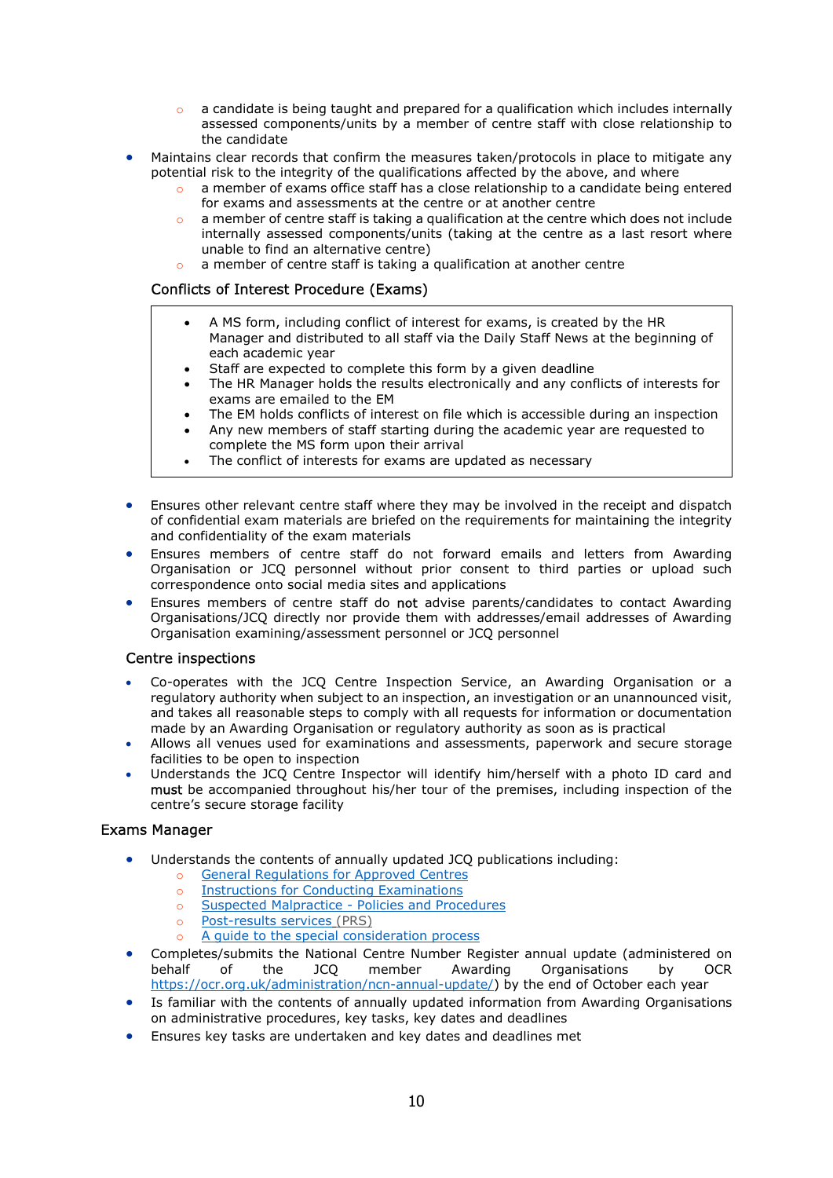- a candidate is being taught and prepared for a qualification which includes internally assessed components/units by a member of centre staff with close relationship to the candidate
- Maintains clear records that confirm the measures taken/protocols in place to mitigate any potential risk to the integrity of the qualifications affected by the above, and where
    - a member of exams office staff has a close relationship to a candidate being entered for exams and assessments at the centre or at another centre
    - a member of centre staff is taking a qualification at the centre which does not include internally assessed components/units (taking at the centre as a last resort where unable to find an alternative centre)
    - a member of centre staff is taking a qualification at another centre

### Conflicts of Interest Procedure (Exams)

- A MS form, including conflict of interest for exams, is created by the HR Manager and distributed to all staff via the Daily Staff News at the beginning of each academic year
- Staff are expected to complete this form by a given deadline
- The HR Manager holds the results electronically and any conflicts of interests for exams are emailed to the EM
- The EM holds conflicts of interest on file which is accessible during an inspection
- Any new members of staff starting during the academic year are requested to complete the MS form upon their arrival
- The conflict of interests for exams are updated as necessary

- Ensures other relevant centre staff where they may be involved in the receipt and dispatch of confidential exam materials are briefed on the requirements for maintaining the integrity and confidentiality of the exam materials
- Ensures members of centre staff do not forward emails and letters from Awarding Organisation or JCQ personnel without prior consent to third parties or upload such correspondence onto social media sites and applications
- Ensures members of centre staff do **not** advise parents/candidates to contact Awarding Organisations/JCQ directly nor provide them with addresses/email addresses of Awarding Organisation examining/assessment personnel or JCQ personnel

### Centre inspections

- Co-operates with the JCQ Centre Inspection Service, an Awarding Organisation or a regulatory authority when subject to an inspection, an investigation or an unannounced visit, and takes all reasonable steps to comply with all requests for information or documentation made by an Awarding Organisation or regulatory authority as soon as is practical
- Allows all venues used for examinations and assessments, paperwork and secure storage facilities to be open to inspection
- Understands the JCQ Centre Inspector will identify him/herself with a photo ID card and **must** be accompanied throughout his/her tour of the premises, including inspection of the centre's secure storage facility

## Exams Manager

- Understands the contents of annually updated JCQ publications including:
    - General Regulations for Approved Centres
    - Instructions for Conducting Examinations
    - Suspected Malpractice - Policies and Procedures
    - Post-results services (PRS)
    - A guide to the special consideration process
- Completes/submits the National Centre Number Register annual update (administered on behalf of the JCQ member Awarding Organisations by OCR https://ocr.org.uk/administration/ncn-annual-update/) by the end of October each year
- Is familiar with the contents of annually updated information from Awarding Organisations on administrative procedures, key tasks, key dates and deadlines
- Ensures key tasks are undertaken and key dates and deadlines met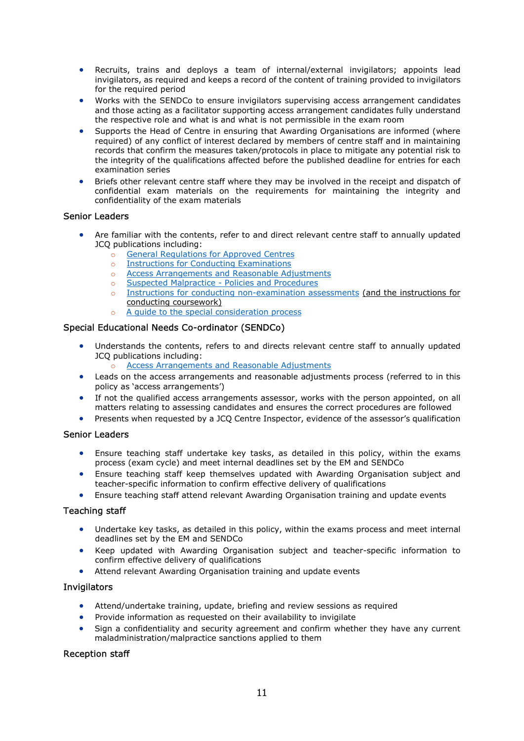- Recruits, trains and deploys a team of internal/external invigilators; appoints lead invigilators, as required and keeps a record of the content of training provided to invigilators for the required period
- Works with the SENDCo to ensure invigilators supervising access arrangement candidates and those acting as a facilitator supporting access arrangement candidates fully understand the respective role and what is and what is not permissible in the exam room
- Supports the Head of Centre in ensuring that Awarding Organisations are informed (where required) of any conflict of interest declared by members of centre staff and in maintaining records that confirm the measures taken/protocols in place to mitigate any potential risk to the integrity of the qualifications affected before the published deadline for entries for each examination series
- Briefs other relevant centre staff where they may be involved in the receipt and dispatch of confidential exam materials on the requirements for maintaining the integrity and confidentiality of the exam materials

### Senior Leaders

- Are familiar with the contents, refer to and direct relevant centre staff to annually updated JCQ publications including:
  - General Regulations for Approved Centres
  - Instructions for Conducting Examinations
  - Access Arrangements and Reasonable Adjustments
  - Suspected Malpractice - Policies and Procedures
  - Instructions for conducting non-examination assessments (and the instructions for conducting coursework)
  - A guide to the special consideration process

### Special Educational Needs Co-ordinator (SENDCo)

- Understands the contents, refers to and directs relevant centre staff to annually updated JCQ publications including:
  - Access Arrangements and Reasonable Adjustments
- Leads on the access arrangements and reasonable adjustments process (referred to in this policy as 'access arrangements')
- If not the qualified access arrangements assessor, works with the person appointed, on all matters relating to assessing candidates and ensures the correct procedures are followed
- Presents when requested by a JCQ Centre Inspector, evidence of the assessor's qualification

### Senior Leaders

- Ensure teaching staff undertake key tasks, as detailed in this policy, within the exams process (exam cycle) and meet internal deadlines set by the EM and SENDCo
- Ensure teaching staff keep themselves updated with Awarding Organisation subject and teacher-specific information to confirm effective delivery of qualifications
- Ensure teaching staff attend relevant Awarding Organisation training and update events

### Teaching staff

- Undertake key tasks, as detailed in this policy, within the exams process and meet internal deadlines set by the EM and SENDCo
- Keep updated with Awarding Organisation subject and teacher-specific information to confirm effective delivery of qualifications
- Attend relevant Awarding Organisation training and update events

### Invigilators

- Attend/undertake training, update, briefing and review sessions as required
- Provide information as requested on their availability to invigilate
- Sign a confidentiality and security agreement and confirm whether they have any current maladministration/malpractice sanctions applied to them

### Reception staff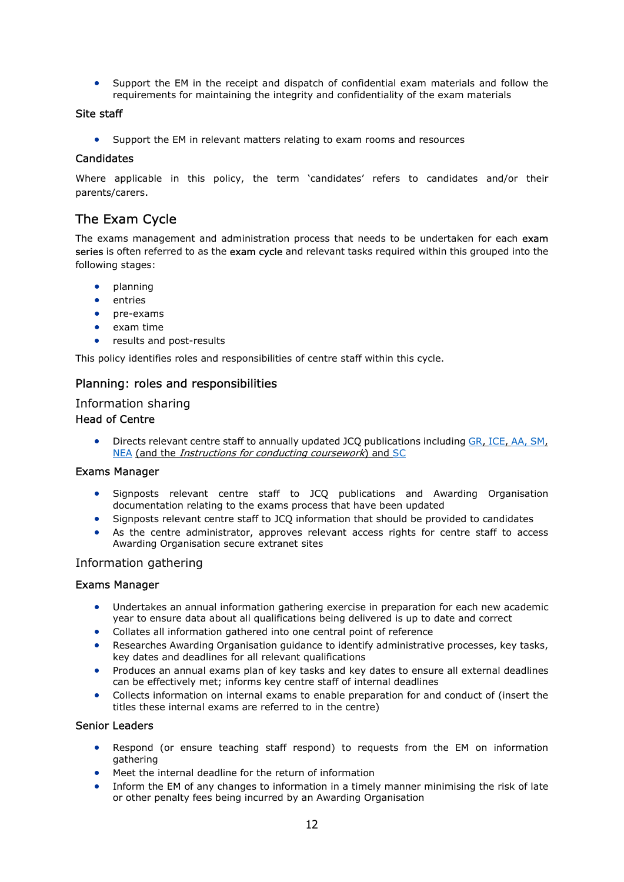- Support the EM in the receipt and dispatch of confidential exam materials and follow the requirements for maintaining the integrity and confidentiality of the exam materials

#### Site staff

- Support the EM in relevant matters relating to exam rooms and resources

#### Candidates

Where applicable in this policy, the term 'candidates' refers to candidates and/or their parents/carers.

## The Exam Cycle

The exams management and administration process that needs to be undertaken for each exam series is often referred to as the exam cycle and relevant tasks required within this grouped into the following stages:

- planning
- entries
- pre-exams
- exam time
- results and post-results

This policy identifies roles and responsibilities of centre staff within this cycle.

### Planning: roles and responsibilities

#### Information sharing

#### Head of Centre

- Directs relevant centre staff to annually updated JCQ publications including GR, ICE, AA, SM, NEA (and the *Instructions for conducting coursework*) and SC

#### Exams Manager

- Signposts relevant centre staff to JCQ publications and Awarding Organisation documentation relating to the exams process that have been updated
- Signposts relevant centre staff to JCQ information that should be provided to candidates
- As the centre administrator, approves relevant access rights for centre staff to access Awarding Organisation secure extranet sites

#### Information gathering

#### Exams Manager

- Undertakes an annual information gathering exercise in preparation for each new academic year to ensure data about all qualifications being delivered is up to date and correct
- Collates all information gathered into one central point of reference
- Researches Awarding Organisation guidance to identify administrative processes, key tasks, key dates and deadlines for all relevant qualifications
- Produces an annual exams plan of key tasks and key dates to ensure all external deadlines can be effectively met; informs key centre staff of internal deadlines
- Collects information on internal exams to enable preparation for and conduct of (insert the titles these internal exams are referred to in the centre)

#### Senior Leaders

- Respond (or ensure teaching staff respond) to requests from the EM on information gathering
- Meet the internal deadline for the return of information
- Inform the EM of any changes to information in a timely manner minimising the risk of late or other penalty fees being incurred by an Awarding Organisation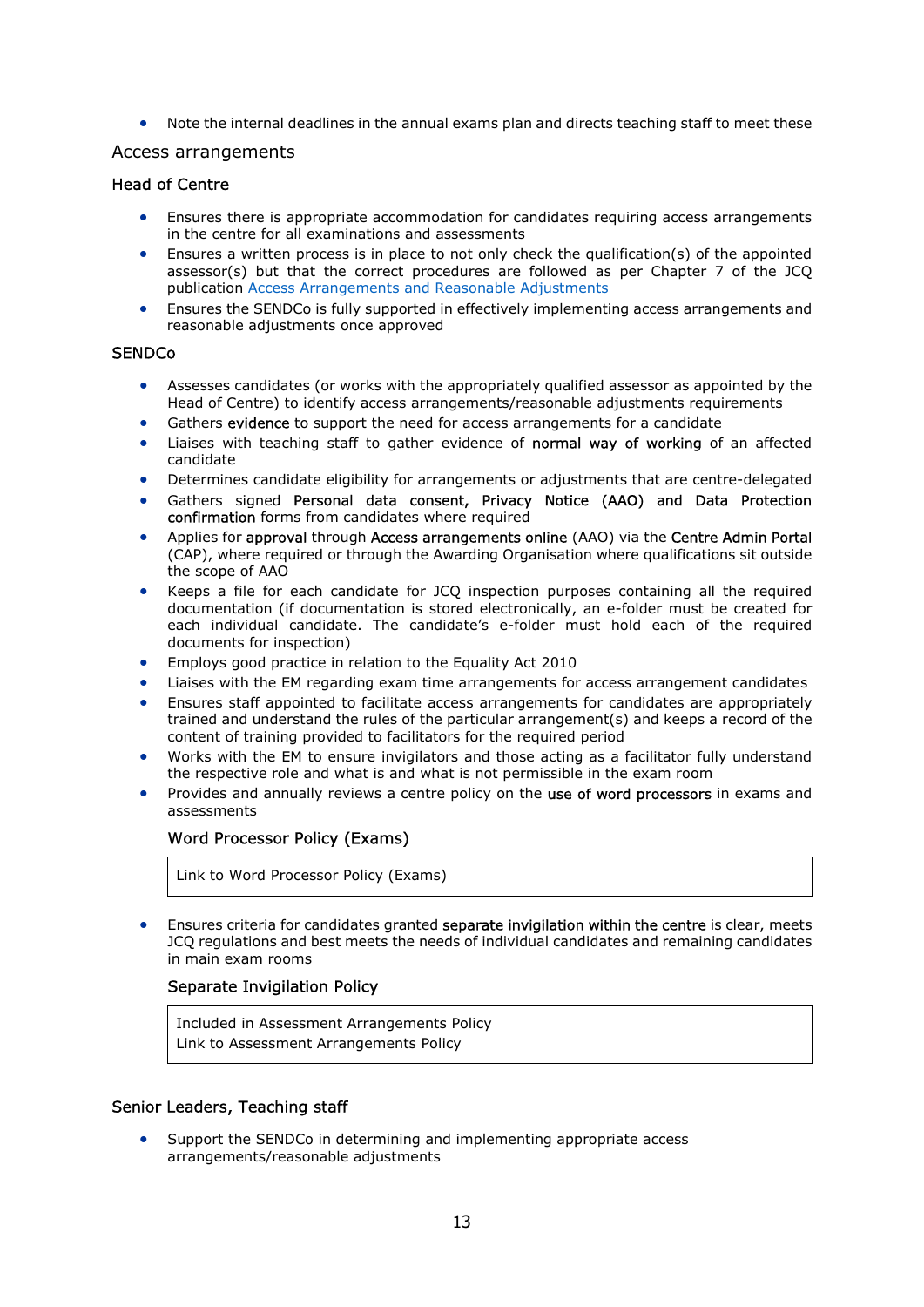- Note the internal deadlines in the annual exams plan and directs teaching staff to meet these

## Access arrangements

### Head of Centre

- Ensures there is appropriate accommodation for candidates requiring access arrangements in the centre for all examinations and assessments
- Ensures a written process is in place to not only check the qualification(s) of the appointed assessor(s) but that the correct procedures are followed as per Chapter 7 of the JCQ publication [Access Arrangements and Reasonable Adjustments]
- Ensures the SENDCo is fully supported in effectively implementing access arrangements and reasonable adjustments once approved

### SENDCo

- Assesses candidates (or works with the appropriately qualified assessor as appointed by the Head of Centre) to identify access arrangements/reasonable adjustments requirements
- Gathers evidence to support the need for access arrangements for a candidate
- Liaises with teaching staff to gather evidence of normal way of working of an affected candidate
- Determines candidate eligibility for arrangements or adjustments that are centre-delegated
- Gathers signed Personal data consent, Privacy Notice (AAO) and Data Protection confirmation forms from candidates where required
- Applies for approval through Access arrangements online (AAO) via the Centre Admin Portal (CAP), where required or through the Awarding Organisation where qualifications sit outside the scope of AAO
- Keeps a file for each candidate for JCQ inspection purposes containing all the required documentation (if documentation is stored electronically, an e-folder must be created for each individual candidate. The candidate's e-folder must hold each of the required documents for inspection)
- Employs good practice in relation to the Equality Act 2010
- Liaises with the EM regarding exam time arrangements for access arrangement candidates
- Ensures staff appointed to facilitate access arrangements for candidates are appropriately trained and understand the rules of the particular arrangement(s) and keeps a record of the content of training provided to facilitators for the required period
- Works with the EM to ensure invigilators and those acting as a facilitator fully understand the respective role and what is and what is not permissible in the exam room
- Provides and annually reviews a centre policy on the use of word processors in exams and assessments

#### Word Processor Policy (Exams)

| Link to Word Processor Policy (Exams) |
|---|

- Ensures criteria for candidates granted separate invigilation within the centre is clear, meets JCQ regulations and best meets the needs of individual candidates and remaining candidates in main exam rooms

#### Separate Invigilation Policy

| Included in Assessment Arrangements Policy<br>Link to Assessment Arrangements Policy |
|---|

### Senior Leaders, Teaching staff

- Support the SENDCo in determining and implementing appropriate access arrangements/reasonable adjustments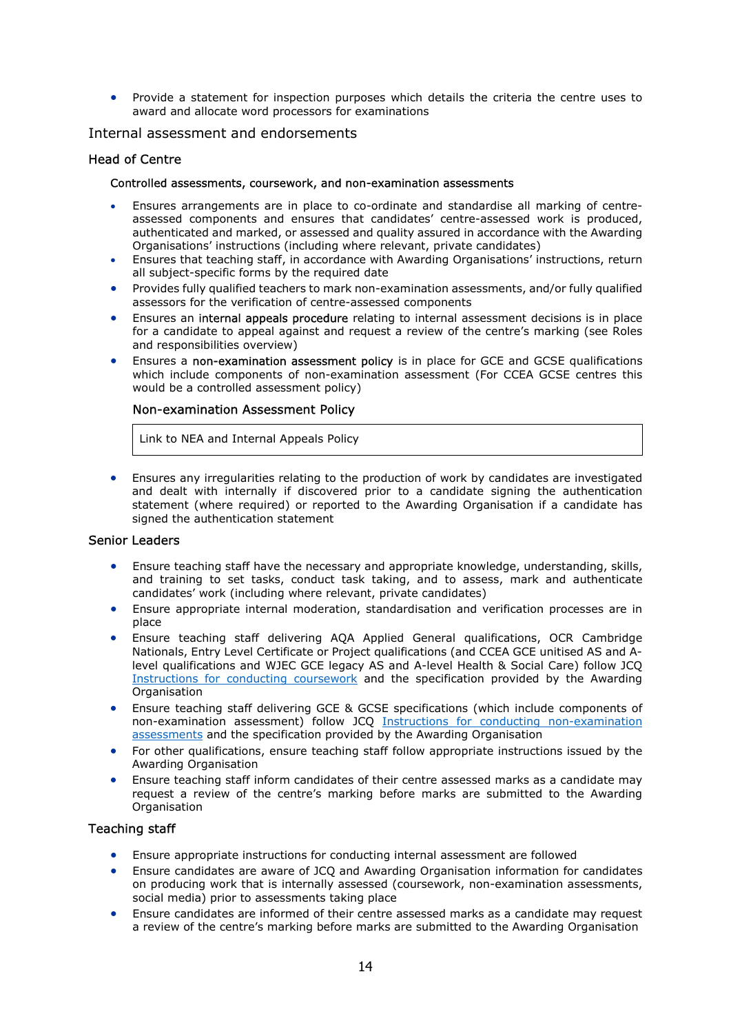- Provide a statement for inspection purposes which details the criteria the centre uses to award and allocate word processors for examinations

## Internal assessment and endorsements

### Head of Centre

#### Controlled assessments, coursework, and non-examination assessments

- Ensures arrangements are in place to co-ordinate and standardise all marking of centre-assessed components and ensures that candidates' centre-assessed work is produced, authenticated and marked, or assessed and quality assured in accordance with the Awarding Organisations' instructions (including where relevant, private candidates)
- Ensures that teaching staff, in accordance with Awarding Organisations' instructions, return all subject-specific forms by the required date
- Provides fully qualified teachers to mark non-examination assessments, and/or fully qualified assessors for the verification of centre-assessed components
- Ensures an internal appeals procedure relating to internal assessment decisions is in place for a candidate to appeal against and request a review of the centre's marking (see Roles and responsibilities overview)
- Ensures a non-examination assessment policy is in place for GCE and GCSE qualifications which include components of non-examination assessment (For CCEA GCSE centres this would be a controlled assessment policy)

#### Non-examination Assessment Policy

| Link to NEA and Internal Appeals Policy |
|---|

- Ensures any irregularities relating to the production of work by candidates are investigated and dealt with internally if discovered prior to a candidate signing the authentication statement (where required) or reported to the Awarding Organisation if a candidate has signed the authentication statement

### Senior Leaders

- Ensure teaching staff have the necessary and appropriate knowledge, understanding, skills, and training to set tasks, conduct task taking, and to assess, mark and authenticate candidates' work (including where relevant, private candidates)
- Ensure appropriate internal moderation, standardisation and verification processes are in place
- Ensure teaching staff delivering AQA Applied General qualifications, OCR Cambridge Nationals, Entry Level Certificate or Project qualifications (and CCEA GCE unitised AS and A-level qualifications and WJEC GCE legacy AS and A-level Health & Social Care) follow JCQ Instructions for conducting coursework and the specification provided by the Awarding Organisation
- Ensure teaching staff delivering GCE & GCSE specifications (which include components of non-examination assessment) follow JCQ Instructions for conducting non-examination assessments and the specification provided by the Awarding Organisation
- For other qualifications, ensure teaching staff follow appropriate instructions issued by the Awarding Organisation
- Ensure teaching staff inform candidates of their centre assessed marks as a candidate may request a review of the centre's marking before marks are submitted to the Awarding Organisation

### Teaching staff

- Ensure appropriate instructions for conducting internal assessment are followed
- Ensure candidates are aware of JCQ and Awarding Organisation information for candidates on producing work that is internally assessed (coursework, non-examination assessments, social media) prior to assessments taking place
- Ensure candidates are informed of their centre assessed marks as a candidate may request a review of the centre's marking before marks are submitted to the Awarding Organisation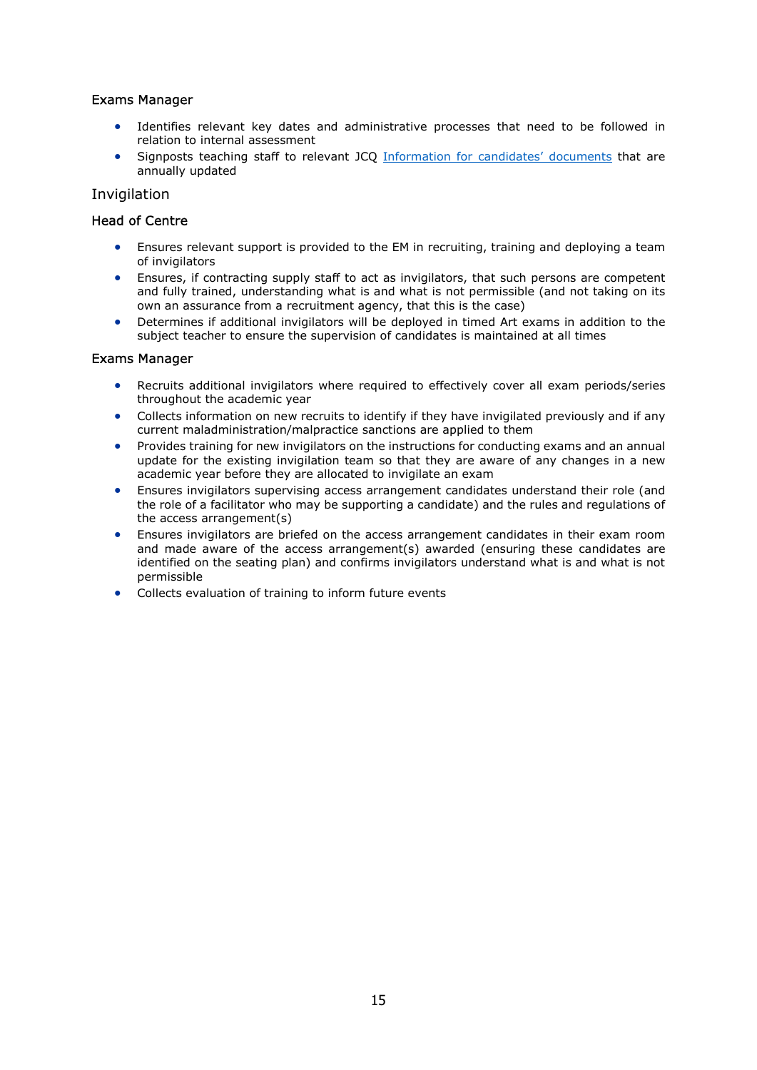### Exams Manager

- Identifies relevant key dates and administrative processes that need to be followed in relation to internal assessment
- Signposts teaching staff to relevant JCQ [Information for candidates' documents](#) that are annually updated

## Invigilation

### Head of Centre

- Ensures relevant support is provided to the EM in recruiting, training and deploying a team of invigilators
- Ensures, if contracting supply staff to act as invigilators, that such persons are competent and fully trained, understanding what is and what is not permissible (and not taking on its own an assurance from a recruitment agency, that this is the case)
- Determines if additional invigilators will be deployed in timed Art exams in addition to the subject teacher to ensure the supervision of candidates is maintained at all times

### Exams Manager

- Recruits additional invigilators where required to effectively cover all exam periods/series throughout the academic year
- Collects information on new recruits to identify if they have invigilated previously and if any current maladministration/malpractice sanctions are applied to them
- Provides training for new invigilators on the instructions for conducting exams and an annual update for the existing invigilation team so that they are aware of any changes in a new academic year before they are allocated to invigilate an exam
- Ensures invigilators supervising access arrangement candidates understand their role (and the role of a facilitator who may be supporting a candidate) and the rules and regulations of the access arrangement(s)
- Ensures invigilators are briefed on the access arrangement candidates in their exam room and made aware of the access arrangement(s) awarded (ensuring these candidates are identified on the seating plan) and confirms invigilators understand what is and what is not permissible
- Collects evaluation of training to inform future events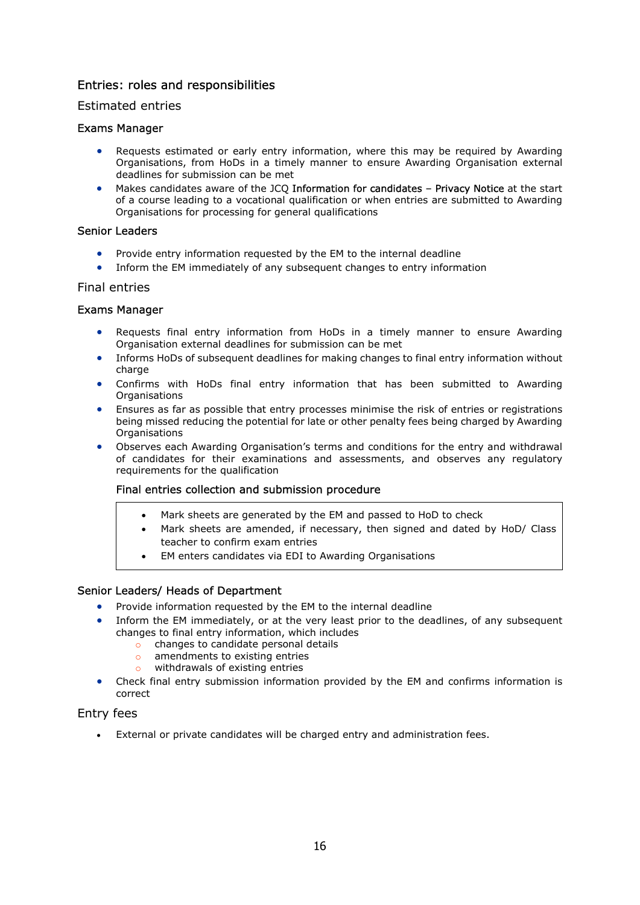## Entries: roles and responsibilities

### Estimated entries

#### Exams Manager

- Requests estimated or early entry information, where this may be required by Awarding Organisations, from HoDs in a timely manner to ensure Awarding Organisation external deadlines for submission can be met
- Makes candidates aware of the JCQ Information for candidates – Privacy Notice at the start of a course leading to a vocational qualification or when entries are submitted to Awarding Organisations for processing for general qualifications

#### Senior Leaders

- Provide entry information requested by the EM to the internal deadline
- Inform the EM immediately of any subsequent changes to entry information

### Final entries

#### Exams Manager

- Requests final entry information from HoDs in a timely manner to ensure Awarding Organisation external deadlines for submission can be met
- Informs HoDs of subsequent deadlines for making changes to final entry information without charge
- Confirms with HoDs final entry information that has been submitted to Awarding Organisations
- Ensures as far as possible that entry processes minimise the risk of entries or registrations being missed reducing the potential for late or other penalty fees being charged by Awarding Organisations
- Observes each Awarding Organisation's terms and conditions for the entry and withdrawal of candidates for their examinations and assessments, and observes any regulatory requirements for the qualification

##### Final entries collection and submission procedure

- Mark sheets are generated by the EM and passed to HoD to check
- Mark sheets are amended, if necessary, then signed and dated by HoD/ Class teacher to confirm exam entries
- EM enters candidates via EDI to Awarding Organisations

#### Senior Leaders/ Heads of Department

- Provide information requested by the EM to the internal deadline
- Inform the EM immediately, or at the very least prior to the deadlines, of any subsequent changes to final entry information, which includes
  - changes to candidate personal details
  - amendments to existing entries
  - withdrawals of existing entries
- Check final entry submission information provided by the EM and confirms information is correct

### Entry fees

- External or private candidates will be charged entry and administration fees.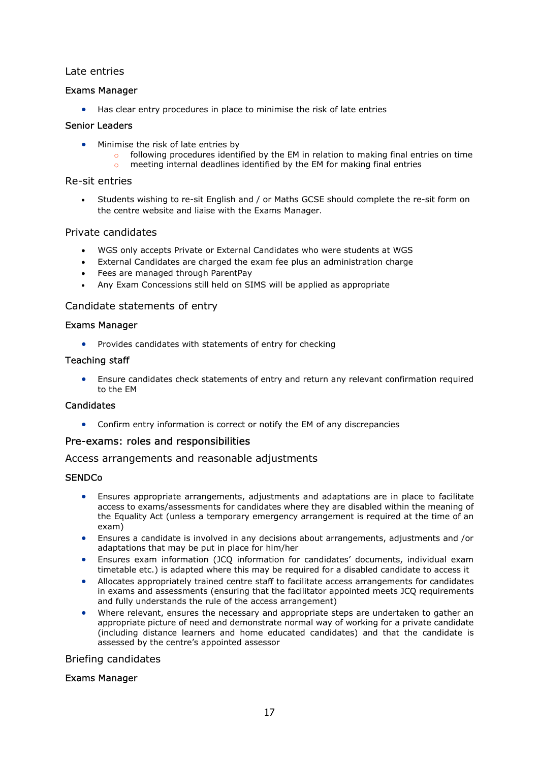## Late entries

### Exams Manager

- Has clear entry procedures in place to minimise the risk of late entries

### Senior Leaders

- Minimise the risk of late entries by
  - following procedures identified by the EM in relation to making final entries on time
  - meeting internal deadlines identified by the EM for making final entries

## Re-sit entries

- Students wishing to re-sit English and / or Maths GCSE should complete the re-sit form on the centre website and liaise with the Exams Manager.

## Private candidates

- WGS only accepts Private or External Candidates who were students at WGS
- External Candidates are charged the exam fee plus an administration charge
- Fees are managed through ParentPay
- Any Exam Concessions still held on SIMS will be applied as appropriate

## Candidate statements of entry

### Exams Manager

- Provides candidates with statements of entry for checking

### Teaching staff

- Ensure candidates check statements of entry and return any relevant confirmation required to the EM

### Candidates

- Confirm entry information is correct or notify the EM of any discrepancies

# Pre-exams: roles and responsibilities

## Access arrangements and reasonable adjustments

### SENDCo

- Ensures appropriate arrangements, adjustments and adaptations are in place to facilitate access to exams/assessments for candidates where they are disabled within the meaning of the Equality Act (unless a temporary emergency arrangement is required at the time of an exam)
- Ensures a candidate is involved in any decisions about arrangements, adjustments and /or adaptations that may be put in place for him/her
- Ensures exam information (JCQ information for candidates' documents, individual exam timetable etc.) is adapted where this may be required for a disabled candidate to access it
- Allocates appropriately trained centre staff to facilitate access arrangements for candidates in exams and assessments (ensuring that the facilitator appointed meets JCQ requirements and fully understands the rule of the access arrangement)
- Where relevant, ensures the necessary and appropriate steps are undertaken to gather an appropriate picture of need and demonstrate normal way of working for a private candidate (including distance learners and home educated candidates) and that the candidate is assessed by the centre's appointed assessor

## Briefing candidates

### Exams Manager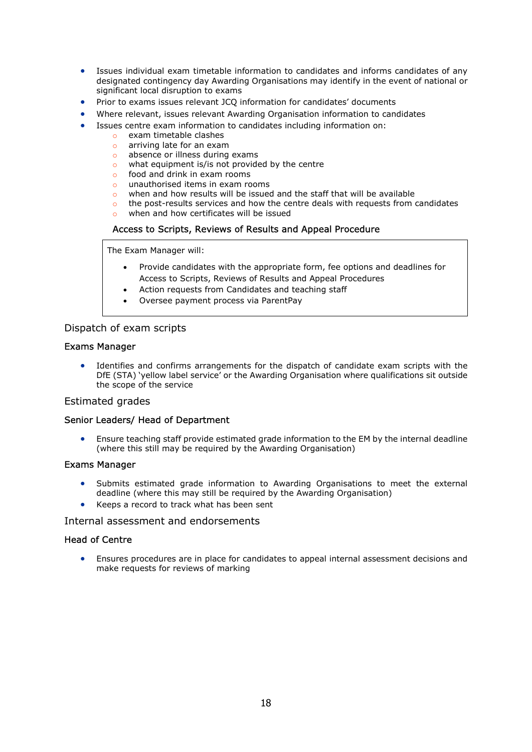- Issues individual exam timetable information to candidates and informs candidates of any designated contingency day Awarding Organisations may identify in the event of national or significant local disruption to exams
- Prior to exams issues relevant JCQ information for candidates' documents
- Where relevant, issues relevant Awarding Organisation information to candidates
- Issues centre exam information to candidates including information on:
  - exam timetable clashes
  - arriving late for an exam
  - absence or illness during exams
  - what equipment is/is not provided by the centre
  - food and drink in exam rooms
  - unauthorised items in exam rooms
  - when and how results will be issued and the staff that will be available
  - the post-results services and how the centre deals with requests from candidates
  - when and how certificates will be issued

### Access to Scripts, Reviews of Results and Appeal Procedure

The Exam Manager will:

- Provide candidates with the appropriate form, fee options and deadlines for Access to Scripts, Reviews of Results and Appeal Procedures
- Action requests from Candidates and teaching staff
- Oversee payment process via ParentPay

## Dispatch of exam scripts

### Exams Manager

- Identifies and confirms arrangements for the dispatch of candidate exam scripts with the DfE (STA) 'yellow label service' or the Awarding Organisation where qualifications sit outside the scope of the service

## Estimated grades

### Senior Leaders/ Head of Department

- Ensure teaching staff provide estimated grade information to the EM by the internal deadline (where this still may be required by the Awarding Organisation)

### Exams Manager

- Submits estimated grade information to Awarding Organisations to meet the external deadline (where this may still be required by the Awarding Organisation)
- Keeps a record to track what has been sent

## Internal assessment and endorsements

### Head of Centre

- Ensures procedures are in place for candidates to appeal internal assessment decisions and make requests for reviews of marking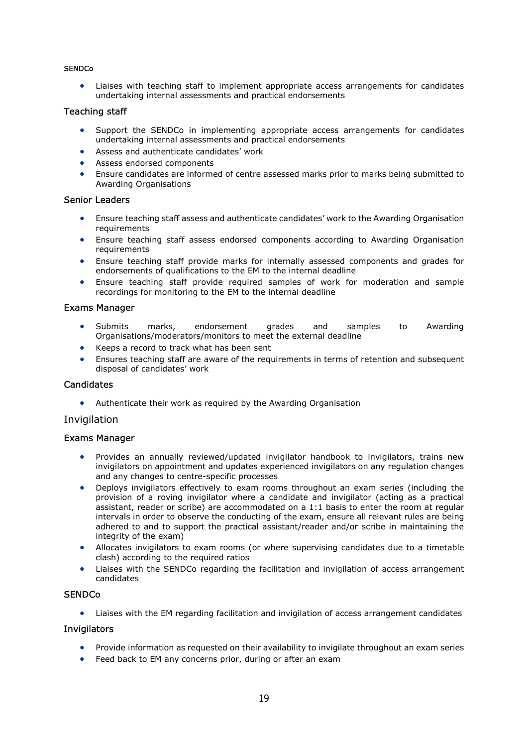#### SENDCo

- Liaises with teaching staff to implement appropriate access arrangements for candidates undertaking internal assessments and practical endorsements

### Teaching staff

- Support the SENDCo in implementing appropriate access arrangements for candidates undertaking internal assessments and practical endorsements
- Assess and authenticate candidates' work
- Assess endorsed components
- Ensure candidates are informed of centre assessed marks prior to marks being submitted to Awarding Organisations

### Senior Leaders

- Ensure teaching staff assess and authenticate candidates' work to the Awarding Organisation requirements
- Ensure teaching staff assess endorsed components according to Awarding Organisation requirements
- Ensure teaching staff provide marks for internally assessed components and grades for endorsements of qualifications to the EM to the internal deadline
- Ensure teaching staff provide required samples of work for moderation and sample recordings for monitoring to the EM to the internal deadline

### Exams Manager

- Submits marks, endorsement grades and samples to Awarding Organisations/moderators/monitors to meet the external deadline
- Keeps a record to track what has been sent
- Ensures teaching staff are aware of the requirements in terms of retention and subsequent disposal of candidates' work

### Candidates

- Authenticate their work as required by the Awarding Organisation

## Invigilation

### Exams Manager

- Provides an annually reviewed/updated invigilator handbook to invigilators, trains new invigilators on appointment and updates experienced invigilators on any regulation changes and any changes to centre-specific processes
- Deploys invigilators effectively to exam rooms throughout an exam series (including the provision of a roving invigilator where a candidate and invigilator (acting as a practical assistant, reader or scribe) are accommodated on a 1:1 basis to enter the room at regular intervals in order to observe the conducting of the exam, ensure all relevant rules are being adhered to and to support the practical assistant/reader and/or scribe in maintaining the integrity of the exam)
- Allocates invigilators to exam rooms (or where supervising candidates due to a timetable clash) according to the required ratios
- Liaises with the SENDCo regarding the facilitation and invigilation of access arrangement candidates

### SENDCo

- Liaises with the EM regarding facilitation and invigilation of access arrangement candidates

### Invigilators

- Provide information as requested on their availability to invigilate throughout an exam series
- Feed back to EM any concerns prior, during or after an exam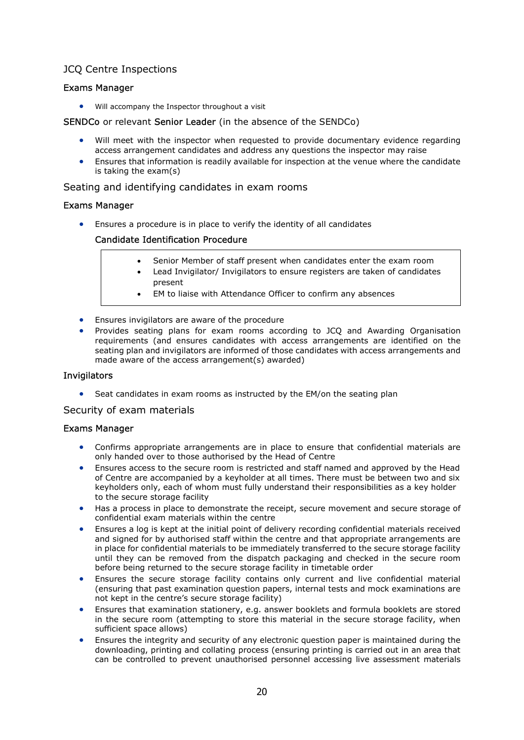## JCQ Centre Inspections

### Exams Manager

- Will accompany the Inspector throughout a visit

### SENDCo or relevant Senior Leader (in the absence of the SENDCo)

- Will meet with the inspector when requested to provide documentary evidence regarding access arrangement candidates and address any questions the inspector may raise
- Ensures that information is readily available for inspection at the venue where the candidate is taking the exam(s)

## Seating and identifying candidates in exam rooms

### Exams Manager

- Ensures a procedure is in place to verify the identity of all candidates

#### Candidate Identification Procedure

> - Senior Member of staff present when candidates enter the exam room
> - Lead Invigilator/ Invigilators to ensure registers are taken of candidates present
> - EM to liaise with Attendance Officer to confirm any absences

- Ensures invigilators are aware of the procedure
- Provides seating plans for exam rooms according to JCQ and Awarding Organisation requirements (and ensures candidates with access arrangements are identified on the seating plan and invigilators are informed of those candidates with access arrangements and made aware of the access arrangement(s) awarded)

### Invigilators

- Seat candidates in exam rooms as instructed by the EM/on the seating plan

## Security of exam materials

### Exams Manager

- Confirms appropriate arrangements are in place to ensure that confidential materials are only handed over to those authorised by the Head of Centre
- Ensures access to the secure room is restricted and staff named and approved by the Head of Centre are accompanied by a keyholder at all times. There must be between two and six keyholders only, each of whom must fully understand their responsibilities as a key holder to the secure storage facility
- Has a process in place to demonstrate the receipt, secure movement and secure storage of confidential exam materials within the centre
- Ensures a log is kept at the initial point of delivery recording confidential materials received and signed for by authorised staff within the centre and that appropriate arrangements are in place for confidential materials to be immediately transferred to the secure storage facility until they can be removed from the dispatch packaging and checked in the secure room before being returned to the secure storage facility in timetable order
- Ensures the secure storage facility contains only current and live confidential material (ensuring that past examination question papers, internal tests and mock examinations are not kept in the centre's secure storage facility)
- Ensures that examination stationery, e.g. answer booklets and formula booklets are stored in the secure room (attempting to store this material in the secure storage facility, when sufficient space allows)
- Ensures the integrity and security of any electronic question paper is maintained during the downloading, printing and collating process (ensuring printing is carried out in an area that can be controlled to prevent unauthorised personnel accessing live assessment materials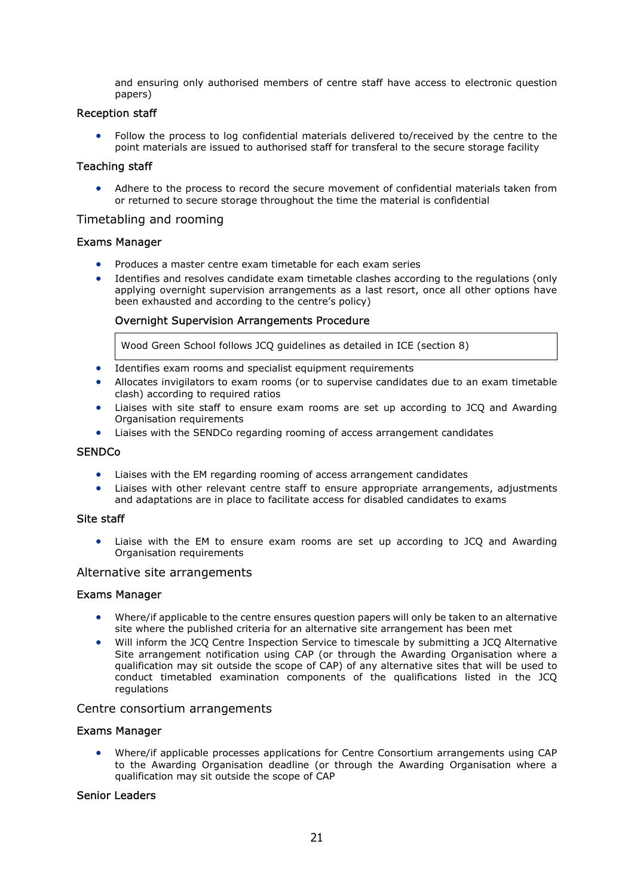and ensuring only authorised members of centre staff have access to electronic question papers)

#### Reception staff

- Follow the process to log confidential materials delivered to/received by the centre to the point materials are issued to authorised staff for transferal to the secure storage facility

#### Teaching staff

- Adhere to the process to record the secure movement of confidential materials taken from or returned to secure storage throughout the time the material is confidential

### Timetabling and rooming

#### Exams Manager

- Produces a master centre exam timetable for each exam series
- Identifies and resolves candidate exam timetable clashes according to the regulations (only applying overnight supervision arrangements as a last resort, once all other options have been exhausted and according to the centre's policy)

#### Overnight Supervision Arrangements Procedure

| Wood Green School follows JCQ guidelines as detailed in ICE (section 8) |
|---|

- Identifies exam rooms and specialist equipment requirements
- Allocates invigilators to exam rooms (or to supervise candidates due to an exam timetable clash) according to required ratios
- Liaises with site staff to ensure exam rooms are set up according to JCQ and Awarding Organisation requirements
- Liaises with the SENDCo regarding rooming of access arrangement candidates

#### SENDCo

- Liaises with the EM regarding rooming of access arrangement candidates
- Liaises with other relevant centre staff to ensure appropriate arrangements, adjustments and adaptations are in place to facilitate access for disabled candidates to exams

#### Site staff

- Liaise with the EM to ensure exam rooms are set up according to JCQ and Awarding Organisation requirements

### Alternative site arrangements

#### Exams Manager

- Where/if applicable to the centre ensures question papers will only be taken to an alternative site where the published criteria for an alternative site arrangement has been met
- Will inform the JCQ Centre Inspection Service to timescale by submitting a JCQ Alternative Site arrangement notification using CAP (or through the Awarding Organisation where a qualification may sit outside the scope of CAP) of any alternative sites that will be used to conduct timetabled examination components of the qualifications listed in the JCQ regulations

### Centre consortium arrangements

#### Exams Manager

- Where/if applicable processes applications for Centre Consortium arrangements using CAP to the Awarding Organisation deadline (or through the Awarding Organisation where a qualification may sit outside the scope of CAP

#### Senior Leaders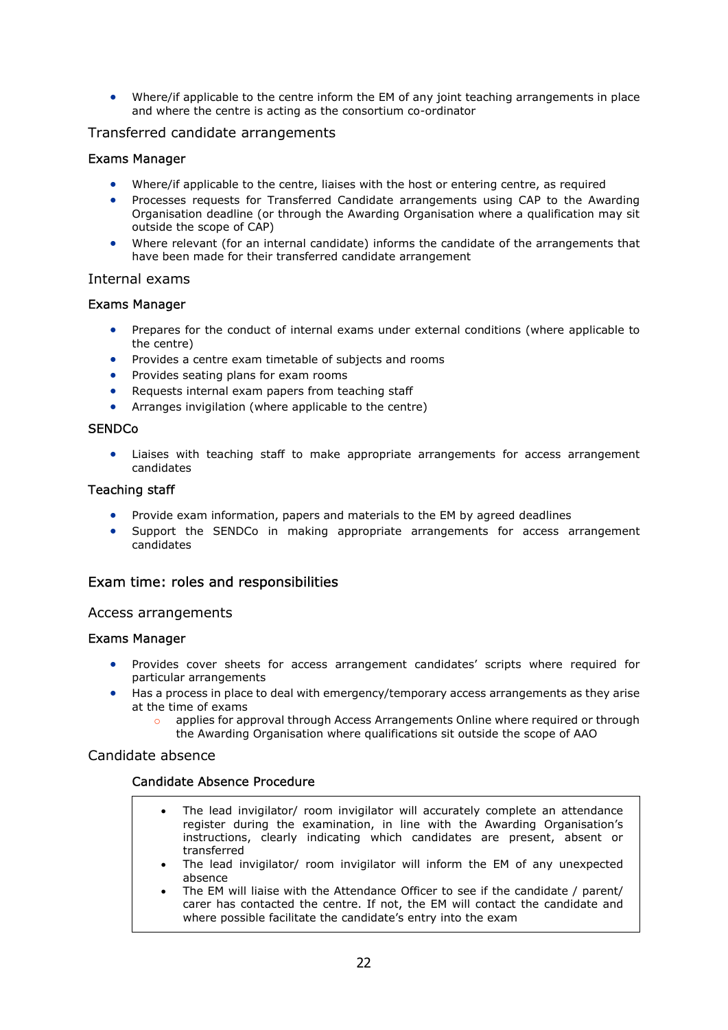- Where/if applicable to the centre inform the EM of any joint teaching arrangements in place and where the centre is acting as the consortium co-ordinator

### Transferred candidate arrangements

#### Exams Manager

- Where/if applicable to the centre, liaises with the host or entering centre, as required
- Processes requests for Transferred Candidate arrangements using CAP to the Awarding Organisation deadline (or through the Awarding Organisation where a qualification may sit outside the scope of CAP)
- Where relevant (for an internal candidate) informs the candidate of the arrangements that have been made for their transferred candidate arrangement

### Internal exams

#### Exams Manager

- Prepares for the conduct of internal exams under external conditions (where applicable to the centre)
- Provides a centre exam timetable of subjects and rooms
- Provides seating plans for exam rooms
- Requests internal exam papers from teaching staff
- Arranges invigilation (where applicable to the centre)

#### SENDCo

- Liaises with teaching staff to make appropriate arrangements for access arrangement candidates

#### Teaching staff

- Provide exam information, papers and materials to the EM by agreed deadlines
- Support the SENDCo in making appropriate arrangements for access arrangement candidates

## Exam time: roles and responsibilities

### Access arrangements

#### Exams Manager

- Provides cover sheets for access arrangement candidates' scripts where required for particular arrangements
- Has a process in place to deal with emergency/temporary access arrangements as they arise at the time of exams
  - applies for approval through Access Arrangements Online where required or through the Awarding Organisation where qualifications sit outside the scope of AAO

### Candidate absence

#### Candidate Absence Procedure

- The lead invigilator/ room invigilator will accurately complete an attendance register during the examination, in line with the Awarding Organisation's instructions, clearly indicating which candidates are present, absent or transferred
- The lead invigilator/ room invigilator will inform the EM of any unexpected absence
- The EM will liaise with the Attendance Officer to see if the candidate / parent/ carer has contacted the centre. If not, the EM will contact the candidate and where possible facilitate the candidate's entry into the exam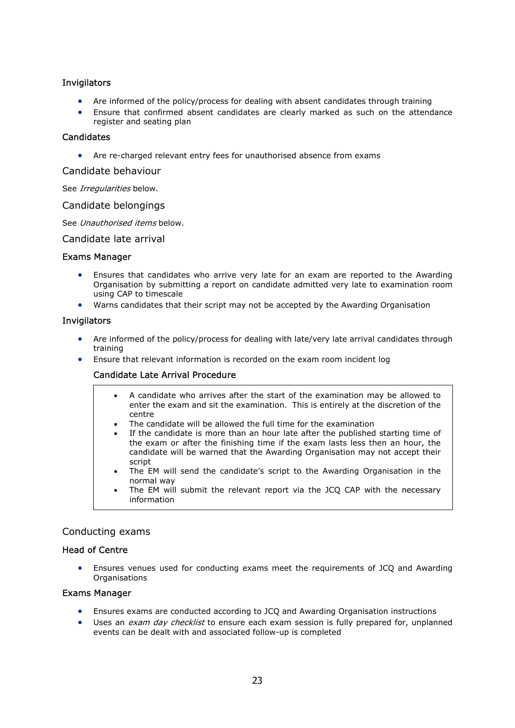#### Invigilators

- Are informed of the policy/process for dealing with absent candidates through training
- Ensure that confirmed absent candidates are clearly marked as such on the attendance register and seating plan

#### Candidates

- Are re-charged relevant entry fees for unauthorised absence from exams

### Candidate behaviour

See *Irregularities* below.

### Candidate belongings

See *Unauthorised items* below.

### Candidate late arrival

#### Exams Manager

- Ensures that candidates who arrive very late for an exam are reported to the Awarding Organisation by submitting a report on candidate admitted very late to examination room using CAP to timescale
- Warns candidates that their script may not be accepted by the Awarding Organisation

#### Invigilators

- Are informed of the policy/process for dealing with late/very late arrival candidates through training
- Ensure that relevant information is recorded on the exam room incident log

#### Candidate Late Arrival Procedure

- A candidate who arrives after the start of the examination may be allowed to enter the exam and sit the examination. This is entirely at the discretion of the centre
- The candidate will be allowed the full time for the examination
- If the candidate is more than an hour late after the published starting time of the exam or after the finishing time if the exam lasts less then an hour, the candidate will be warned that the Awarding Organisation may not accept their script
- The EM will send the candidate's script to the Awarding Organisation in the normal way
- The EM will submit the relevant report via the JCQ CAP with the necessary information

### Conducting exams

#### Head of Centre

- Ensures venues used for conducting exams meet the requirements of JCQ and Awarding Organisations

#### Exams Manager

- Ensures exams are conducted according to JCQ and Awarding Organisation instructions
- Uses an *exam day checklist* to ensure each exam session is fully prepared for, unplanned events can be dealt with and associated follow-up is completed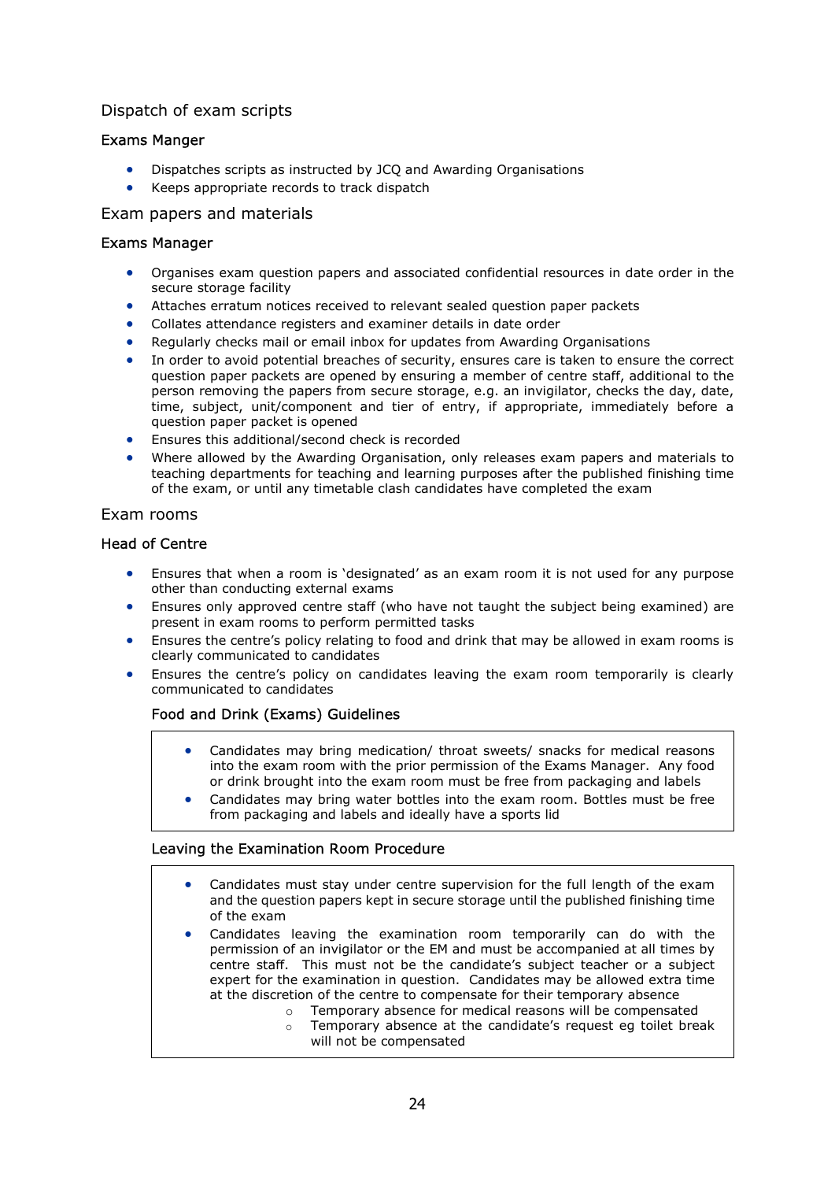## Dispatch of exam scripts

### Exams Manger

- Dispatches scripts as instructed by JCQ and Awarding Organisations
- Keeps appropriate records to track dispatch

## Exam papers and materials

### Exams Manager

- Organises exam question papers and associated confidential resources in date order in the secure storage facility
- Attaches erratum notices received to relevant sealed question paper packets
- Collates attendance registers and examiner details in date order
- Regularly checks mail or email inbox for updates from Awarding Organisations
- In order to avoid potential breaches of security, ensures care is taken to ensure the correct question paper packets are opened by ensuring a member of centre staff, additional to the person removing the papers from secure storage, e.g. an invigilator, checks the day, date, time, subject, unit/component and tier of entry, if appropriate, immediately before a question paper packet is opened
- Ensures this additional/second check is recorded
- Where allowed by the Awarding Organisation, only releases exam papers and materials to teaching departments for teaching and learning purposes after the published finishing time of the exam, or until any timetable clash candidates have completed the exam

## Exam rooms

### Head of Centre

- Ensures that when a room is 'designated' as an exam room it is not used for any purpose other than conducting external exams
- Ensures only approved centre staff (who have not taught the subject being examined) are present in exam rooms to perform permitted tasks
- Ensures the centre's policy relating to food and drink that may be allowed in exam rooms is clearly communicated to candidates
- Ensures the centre's policy on candidates leaving the exam room temporarily is clearly communicated to candidates

#### Food and Drink (Exams) Guidelines

- Candidates may bring medication/ throat sweets/ snacks for medical reasons into the exam room with the prior permission of the Exams Manager. Any food or drink brought into the exam room must be free from packaging and labels
- Candidates may bring water bottles into the exam room. Bottles must be free from packaging and labels and ideally have a sports lid

#### Leaving the Examination Room Procedure

- Candidates must stay under centre supervision for the full length of the exam and the question papers kept in secure storage until the published finishing time of the exam
- Candidates leaving the examination room temporarily can do with the permission of an invigilator or the EM and must be accompanied at all times by centre staff. This must not be the candidate's subject teacher or a subject expert for the examination in question. Candidates may be allowed extra time at the discretion of the centre to compensate for their temporary absence
    - Temporary absence for medical reasons will be compensated
    - Temporary absence at the candidate's request eg toilet break will not be compensated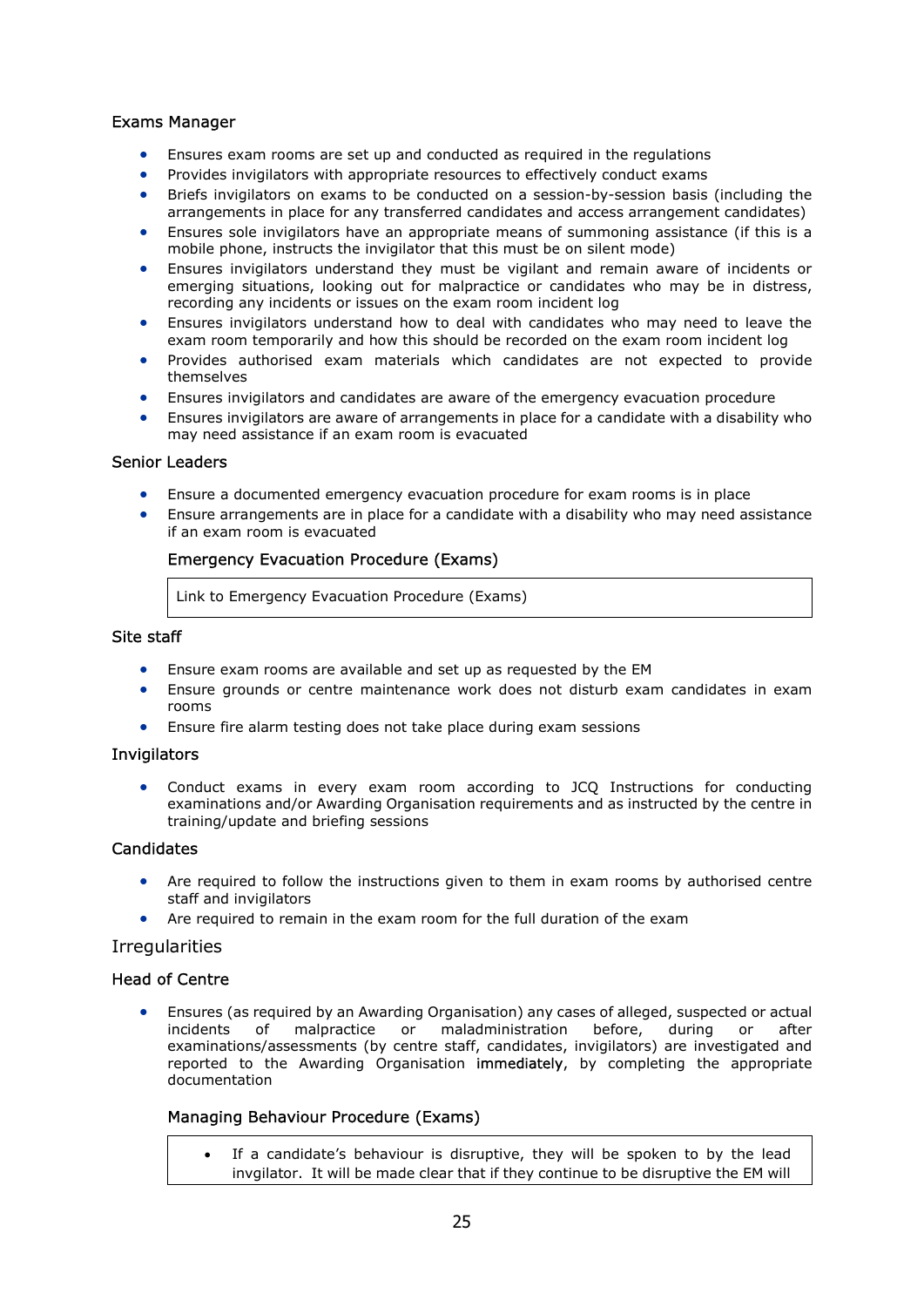### Exams Manager

- Ensures exam rooms are set up and conducted as required in the regulations
- Provides invigilators with appropriate resources to effectively conduct exams
- Briefs invigilators on exams to be conducted on a session-by-session basis (including the arrangements in place for any transferred candidates and access arrangement candidates)
- Ensures sole invigilators have an appropriate means of summoning assistance (if this is a mobile phone, instructs the invigilator that this must be on silent mode)
- Ensures invigilators understand they must be vigilant and remain aware of incidents or emerging situations, looking out for malpractice or candidates who may be in distress, recording any incidents or issues on the exam room incident log
- Ensures invigilators understand how to deal with candidates who may need to leave the exam room temporarily and how this should be recorded on the exam room incident log
- Provides authorised exam materials which candidates are not expected to provide themselves
- Ensures invigilators and candidates are aware of the emergency evacuation procedure
- Ensures invigilators are aware of arrangements in place for a candidate with a disability who may need assistance if an exam room is evacuated

### Senior Leaders

- Ensure a documented emergency evacuation procedure for exam rooms is in place
- Ensure arrangements are in place for a candidate with a disability who may need assistance if an exam room is evacuated

#### Emergency Evacuation Procedure (Exams)

Link to Emergency Evacuation Procedure (Exams)

### Site staff

- Ensure exam rooms are available and set up as requested by the EM
- Ensure grounds or centre maintenance work does not disturb exam candidates in exam rooms
- Ensure fire alarm testing does not take place during exam sessions

### Invigilators

- Conduct exams in every exam room according to JCQ Instructions for conducting examinations and/or Awarding Organisation requirements and as instructed by the centre in training/update and briefing sessions

### Candidates

- Are required to follow the instructions given to them in exam rooms by authorised centre staff and invigilators
- Are required to remain in the exam room for the full duration of the exam

## Irregularities

### Head of Centre

- Ensures (as required by an Awarding Organisation) any cases of alleged, suspected or actual incidents of malpractice or maladministration before, during or after examinations/assessments (by centre staff, candidates, invigilators) are investigated and reported to the Awarding Organisation **immediately**, by completing the appropriate documentation

#### Managing Behaviour Procedure (Exams)

- If a candidate's behaviour is disruptive, they will be spoken to by the lead invgilator. It will be made clear that if they continue to be disruptive the EM will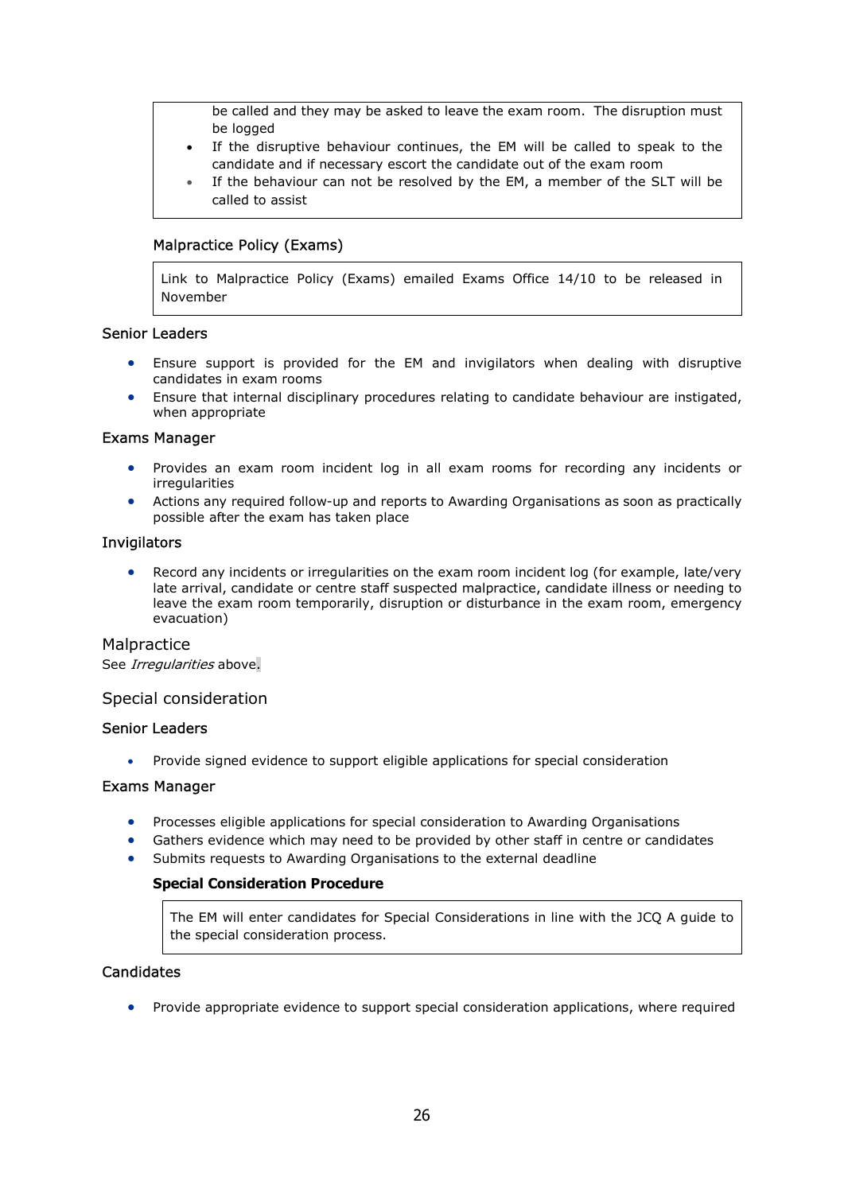be called and they may be asked to leave the exam room. The disruption must be logged

- If the disruptive behaviour continues, the EM will be called to speak to the candidate and if necessary escort the candidate out of the exam room
- If the behaviour can not be resolved by the EM, a member of the SLT will be called to assist

#### Malpractice Policy (Exams)

Link to Malpractice Policy (Exams) emailed Exams Office 14/10 to be released in November

### Senior Leaders

- Ensure support is provided for the EM and invigilators when dealing with disruptive candidates in exam rooms
- Ensure that internal disciplinary procedures relating to candidate behaviour are instigated, when appropriate

### Exams Manager

- Provides an exam room incident log in all exam rooms for recording any incidents or irregularities
- Actions any required follow-up and reports to Awarding Organisations as soon as practically possible after the exam has taken place

### Invigilators

- Record any incidents or irregularities on the exam room incident log (for example, late/very late arrival, candidate or centre staff suspected malpractice, candidate illness or needing to leave the exam room temporarily, disruption or disturbance in the exam room, emergency evacuation)

## Malpractice

See *Irregularities* above.

## Special consideration

### Senior Leaders

- Provide signed evidence to support eligible applications for special consideration

### Exams Manager

- Processes eligible applications for special consideration to Awarding Organisations
- Gathers evidence which may need to be provided by other staff in centre or candidates
- Submits requests to Awarding Organisations to the external deadline

**Special Consideration Procedure**

The EM will enter candidates for Special Considerations in line with the JCQ A guide to the special consideration process.

### Candidates

- Provide appropriate evidence to support special consideration applications, where required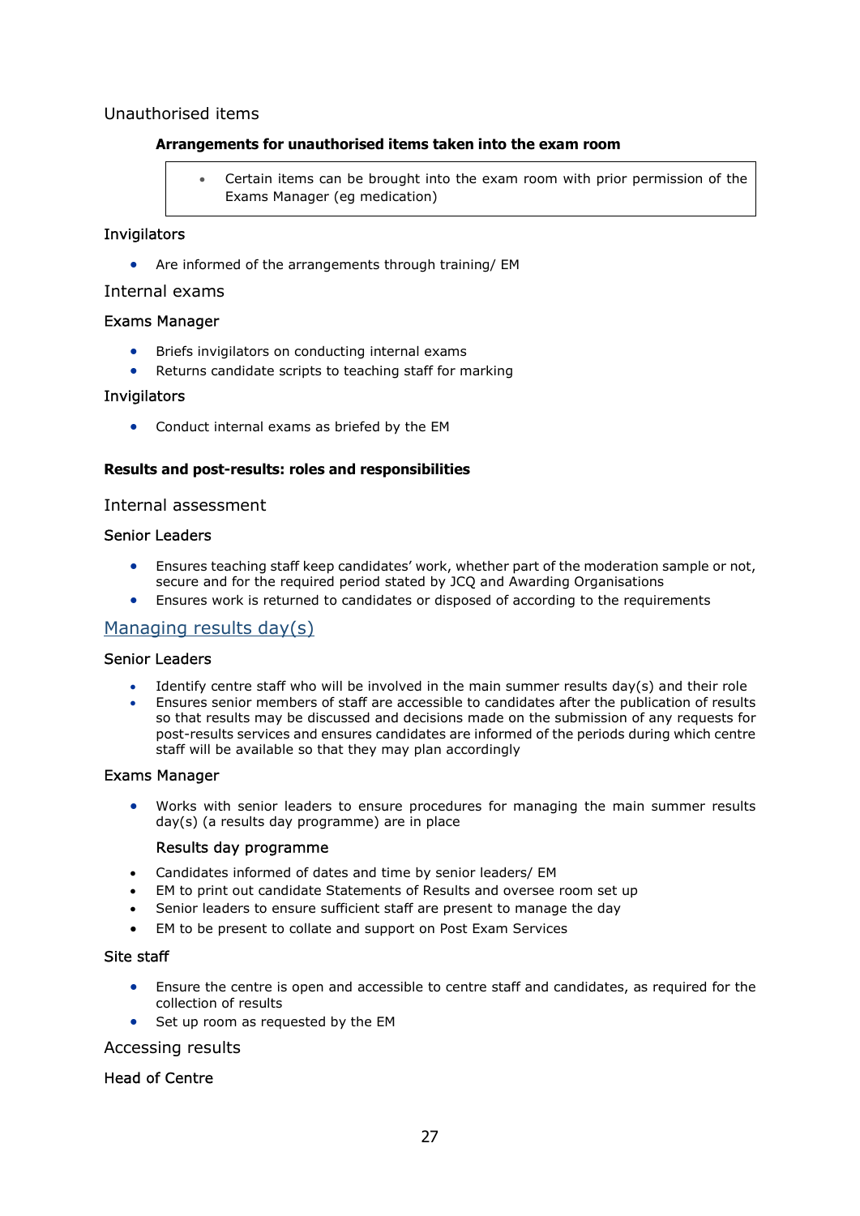## Unauthorised items

**Arrangements for unauthorised items taken into the exam room**

- Certain items can be brought into the exam room with prior permission of the Exams Manager (eg medication)

### Invigilators

- Are informed of the arrangements through training/ EM

## Internal exams

### Exams Manager

- Briefs invigilators on conducting internal exams
- Returns candidate scripts to teaching staff for marking

### Invigilators

- Conduct internal exams as briefed by the EM

**Results and post-results: roles and responsibilities**

## Internal assessment

### Senior Leaders

- Ensures teaching staff keep candidates' work, whether part of the moderation sample or not, secure and for the required period stated by JCQ and Awarding Organisations
- Ensures work is returned to candidates or disposed of according to the requirements

## Managing results day(s)

### Senior Leaders

- Identify centre staff who will be involved in the main summer results day(s) and their role
- Ensures senior members of staff are accessible to candidates after the publication of results so that results may be discussed and decisions made on the submission of any requests for post-results services and ensures candidates are informed of the periods during which centre staff will be available so that they may plan accordingly

### Exams Manager

- Works with senior leaders to ensure procedures for managing the main summer results day(s) (a results day programme) are in place

#### Results day programme

- Candidates informed of dates and time by senior leaders/ EM
- EM to print out candidate Statements of Results and oversee room set up
- Senior leaders to ensure sufficient staff are present to manage the day
- EM to be present to collate and support on Post Exam Services

### Site staff

- Ensure the centre is open and accessible to centre staff and candidates, as required for the collection of results
- Set up room as requested by the EM

## Accessing results

### Head of Centre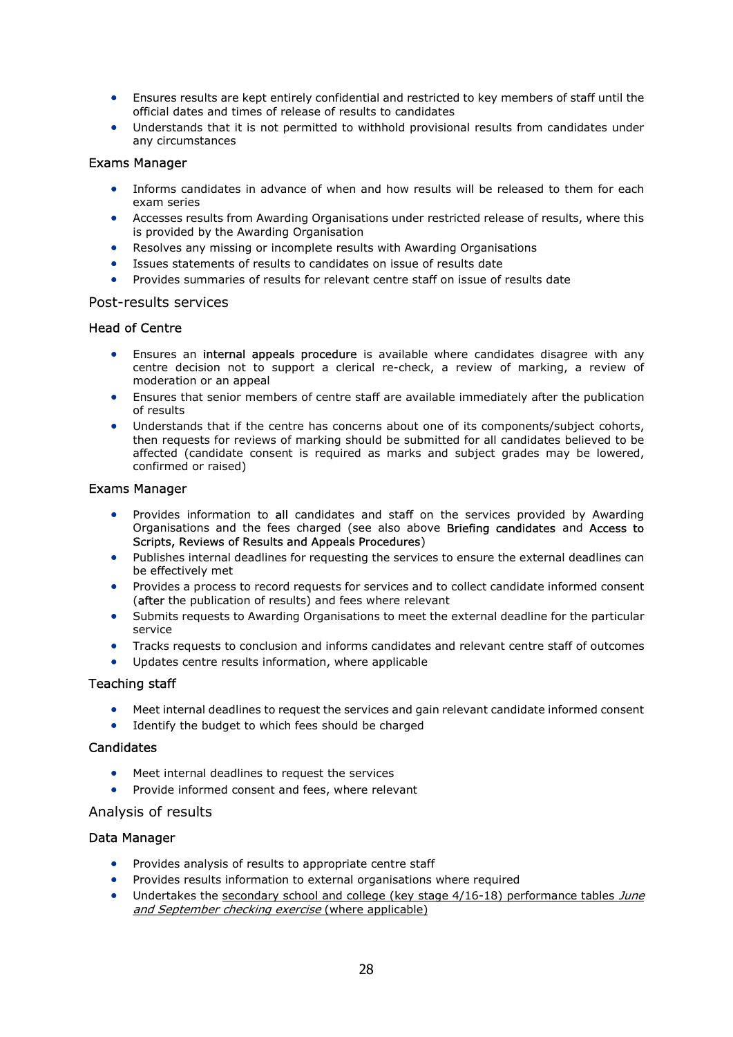- Ensures results are kept entirely confidential and restricted to key members of staff until the official dates and times of release of results to candidates
- Understands that it is not permitted to withhold provisional results from candidates under any circumstances

### Exams Manager

- Informs candidates in advance of when and how results will be released to them for each exam series
- Accesses results from Awarding Organisations under restricted release of results, where this is provided by the Awarding Organisation
- Resolves any missing or incomplete results with Awarding Organisations
- Issues statements of results to candidates on issue of results date
- Provides summaries of results for relevant centre staff on issue of results date

## Post-results services

### Head of Centre

- Ensures an **internal appeals procedure** is available where candidates disagree with any centre decision not to support a clerical re-check, a review of marking, a review of moderation or an appeal
- Ensures that senior members of centre staff are available immediately after the publication of results
- Understands that if the centre has concerns about one of its components/subject cohorts, then requests for reviews of marking should be submitted for all candidates believed to be affected (candidate consent is required as marks and subject grades may be lowered, confirmed or raised)

### Exams Manager

- Provides information to **all** candidates and staff on the services provided by Awarding Organisations and the fees charged (see also above **Briefing candidates** and **Access to Scripts, Reviews of Results and Appeals Procedures**)
- Publishes internal deadlines for requesting the services to ensure the external deadlines can be effectively met
- Provides a process to record requests for services and to collect candidate informed consent (**after** the publication of results) and fees where relevant
- Submits requests to Awarding Organisations to meet the external deadline for the particular service
- Tracks requests to conclusion and informs candidates and relevant centre staff of outcomes
- Updates centre results information, where applicable

### Teaching staff

- Meet internal deadlines to request the services and gain relevant candidate informed consent
- Identify the budget to which fees should be charged

### Candidates

- Meet internal deadlines to request the services
- Provide informed consent and fees, where relevant

## Analysis of results

### Data Manager

- Provides analysis of results to appropriate centre staff
- Provides results information to external organisations where required
- Undertakes the secondary school and college (key stage 4/16-18) performance tables *June and September checking exercise* (where applicable)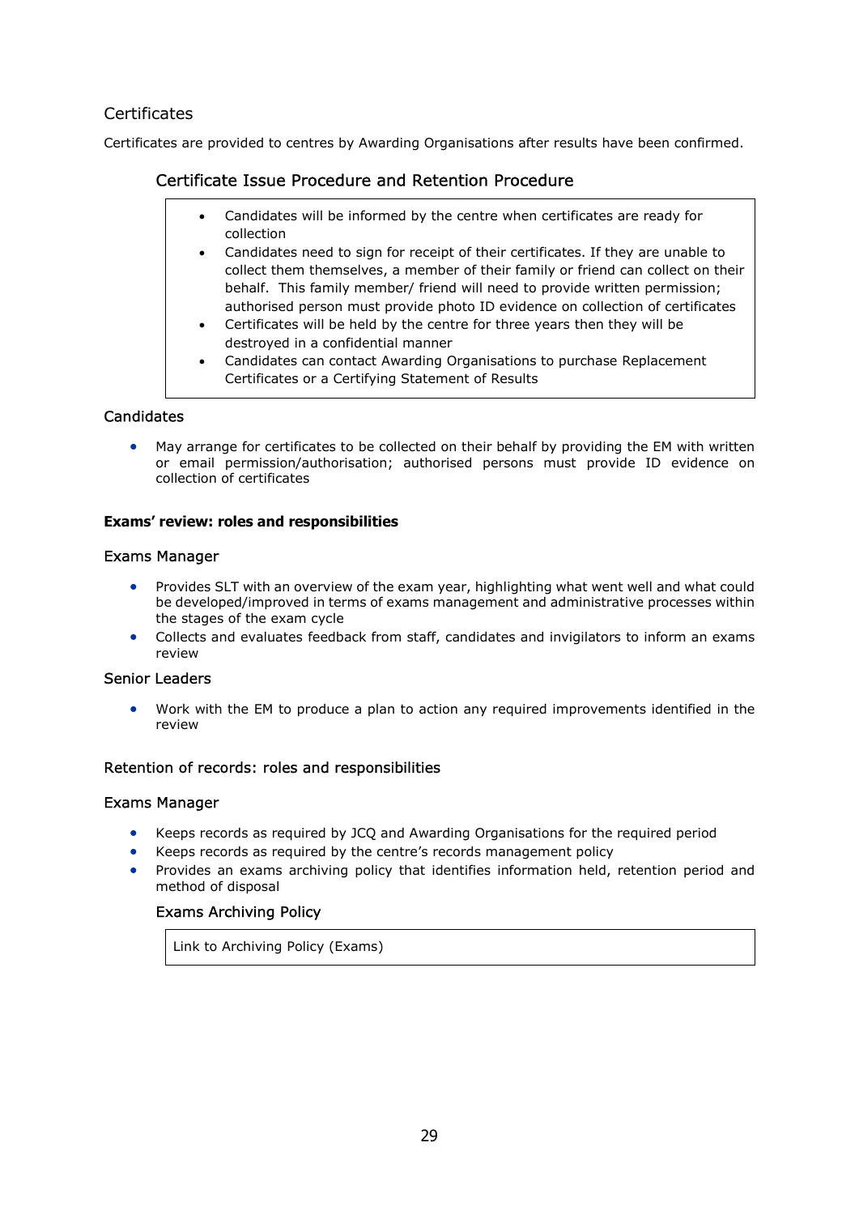## Certificates

Certificates are provided to centres by Awarding Organisations after results have been confirmed.

### Certificate Issue Procedure and Retention Procedure

- Candidates will be informed by the centre when certificates are ready for collection
- Candidates need to sign for receipt of their certificates. If they are unable to collect them themselves, a member of their family or friend can collect on their behalf. This family member/ friend will need to provide written permission; authorised person must provide photo ID evidence on collection of certificates
- Certificates will be held by the centre for three years then they will be destroyed in a confidential manner
- Candidates can contact Awarding Organisations to purchase Replacement Certificates or a Certifying Statement of Results

### Candidates

- May arrange for certificates to be collected on their behalf by providing the EM with written or email permission/authorisation; authorised persons must provide ID evidence on collection of certificates

**Exams' review: roles and responsibilities**

### Exams Manager

- Provides SLT with an overview of the exam year, highlighting what went well and what could be developed/improved in terms of exams management and administrative processes within the stages of the exam cycle
- Collects and evaluates feedback from staff, candidates and invigilators to inform an exams review

### Senior Leaders

- Work with the EM to produce a plan to action any required improvements identified in the review

## Retention of records: roles and responsibilities

### Exams Manager

- Keeps records as required by JCQ and Awarding Organisations for the required period
- Keeps records as required by the centre's records management policy
- Provides an exams archiving policy that identifies information held, retention period and method of disposal

### Exams Archiving Policy

Link to Archiving Policy (Exams)